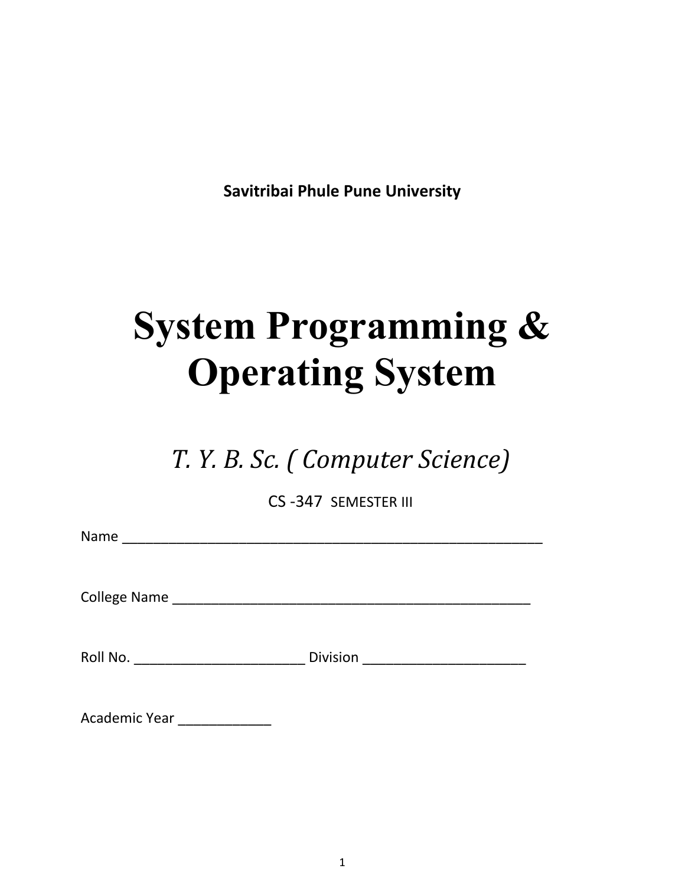**Savitribai Phule Pune University**

# System Programming & Operating System

*T. Y. B. Sc. ( Computer Science)*

CS -347 SEMESTER III

Name ________________________________________________________

College Name ________________________________________________

Roll No. ______________________ Division _____________________

Academic Year ____________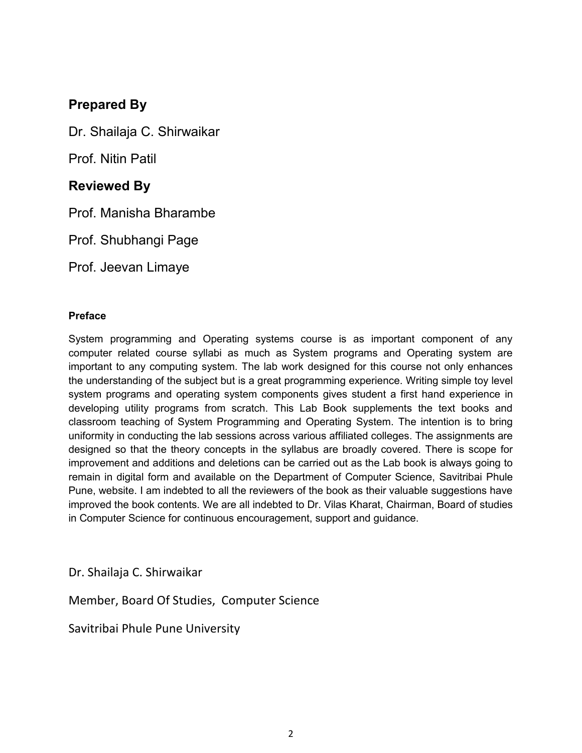## Prepared By

Dr. Shailaja C. Shirwaikar

Prof. Nitin Patil

## Reviewed By

Prof. Manisha Bharambe

Prof. Shubhangi Page

Prof. Jeevan Limaye

**Preface**

System programming and Operating systems course is as important component of any computer related course syllabi as much as System programs and Operating system are important to any computing system. The lab work designed for this course not only enhances the understanding of the subject but is a great programming experience. Writing simple toy level system programs and operating system components gives student a first hand experience in developing utility programs from scratch. This Lab Book supplements the text books and classroom teaching of System Programming and Operating System. The intention is to bring uniformity in conducting the lab sessions across various affiliated colleges. The assignments are designed so that the theory concepts in the syllabus are broadly covered. There is scope for improvement and additions and deletions can be carried out as the Lab book is always going to remain in digital form and available on the Department of Computer Science, Savitribai Phule Pune, website. I am indebted to all the reviewers of the book as their valuable suggestions have improved the book contents. We are all indebted to Dr. Vilas Kharat, Chairman, Board of studies in Computer Science for continuous encouragement, support and guidance.

Dr. Shailaja C. Shirwaikar

Member, Board Of Studies, Computer Science

Savitribai Phule Pune University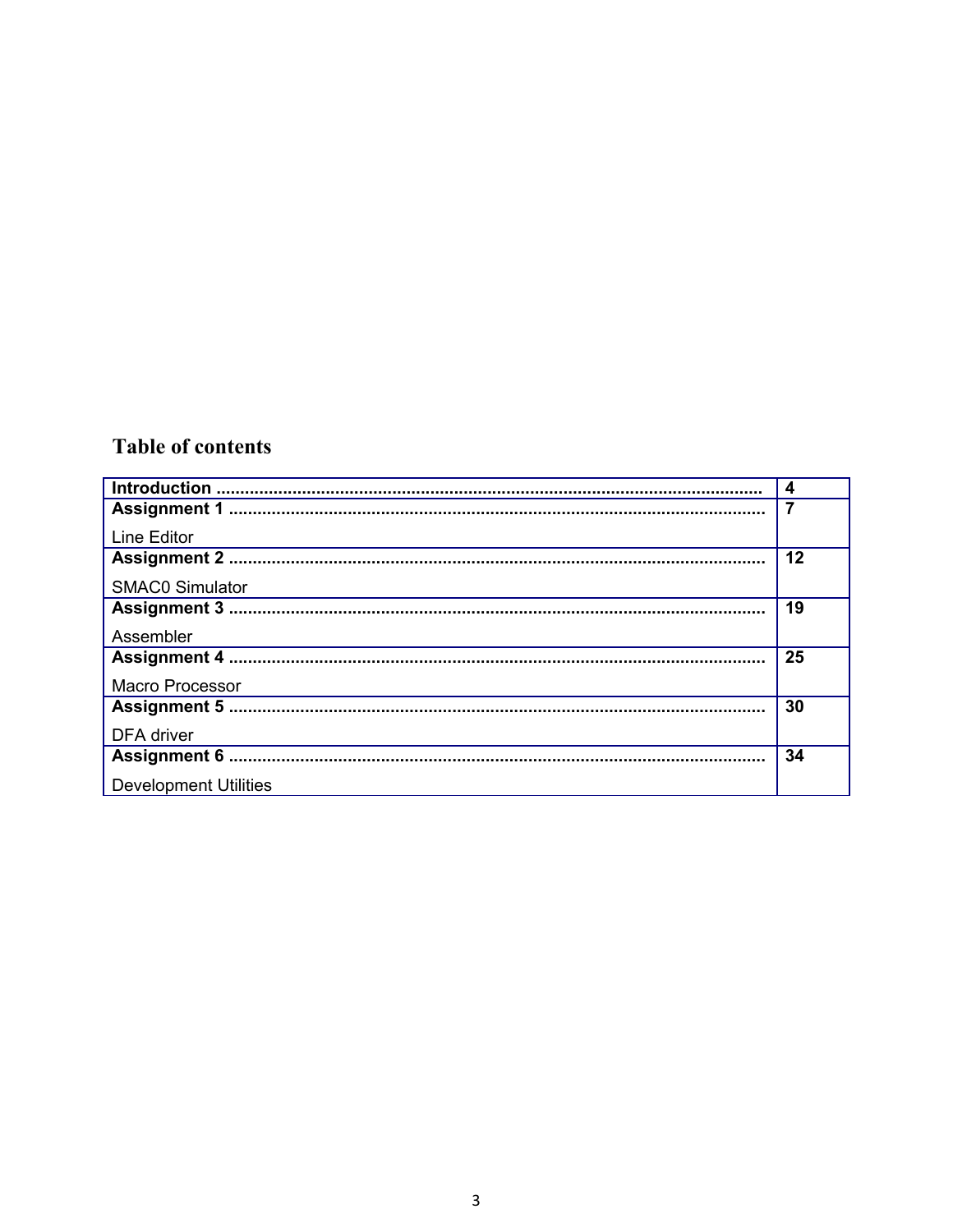### Table of contents

| Contents | Page |
|---|---|
| **Introduction ....................................................................................................** | **4** |
| **Assignment 1 ..................................................................................................** <br> Line Editor | **7** |
| **Assignment 2 ..................................................................................................** <br> SMAC0 Simulator | **12** |
| **Assignment 3 ..................................................................................................** <br> Assembler | **19** |
| **Assignment 4 ..................................................................................................** <br> Macro Processor | **25** |
| **Assignment 5 ..................................................................................................** <br> DFA driver | **30** |
| **Assignment 6 ..................................................................................................** <br> Development Utilities | **34** |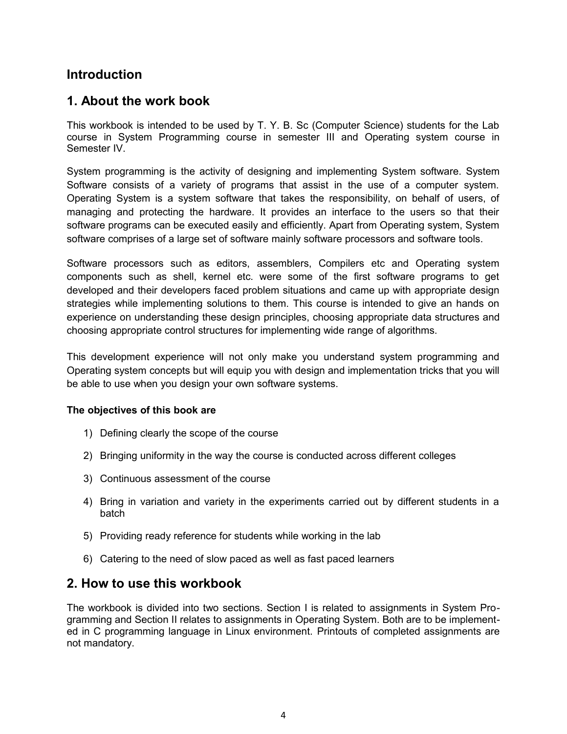# Introduction

## 1. About the work book

This workbook is intended to be used by T. Y. B. Sc (Computer Science) students for the Lab course in System Programming course in semester III and Operating system course in Semester IV.

System programming is the activity of designing and implementing System software. System Software consists of a variety of programs that assist in the use of a computer system. Operating System is a system software that takes the responsibility, on behalf of users, of managing and protecting the hardware. It provides an interface to the users so that their software programs can be executed easily and efficiently. Apart from Operating system, System software comprises of a large set of software mainly software processors and software tools.

Software processors such as editors, assemblers, Compilers etc and Operating system components such as shell, kernel etc. were some of the first software programs to get developed and their developers faced problem situations and came up with appropriate design strategies while implementing solutions to them. This course is intended to give an hands on experience on understanding these design principles, choosing appropriate data structures and choosing appropriate control structures for implementing wide range of algorithms.

This development experience will not only make you understand system programming and Operating system concepts but will equip you with design and implementation tricks that you will be able to use when you design your own software systems.

**The objectives of this book are**

1) Defining clearly the scope of the course
2) Bringing uniformity in the way the course is conducted across different colleges
3) Continuous assessment of the course
4) Bring in variation and variety in the experiments carried out by different students in a batch
5) Providing ready reference for students while working in the lab
6) Catering to the need of slow paced as well as fast paced learners

## 2. How to use this workbook

The workbook is divided into two sections. Section I is related to assignments in System Programming and Section II relates to assignments in Operating System. Both are to be implemented in C programming language in Linux environment. Printouts of completed assignments are not mandatory.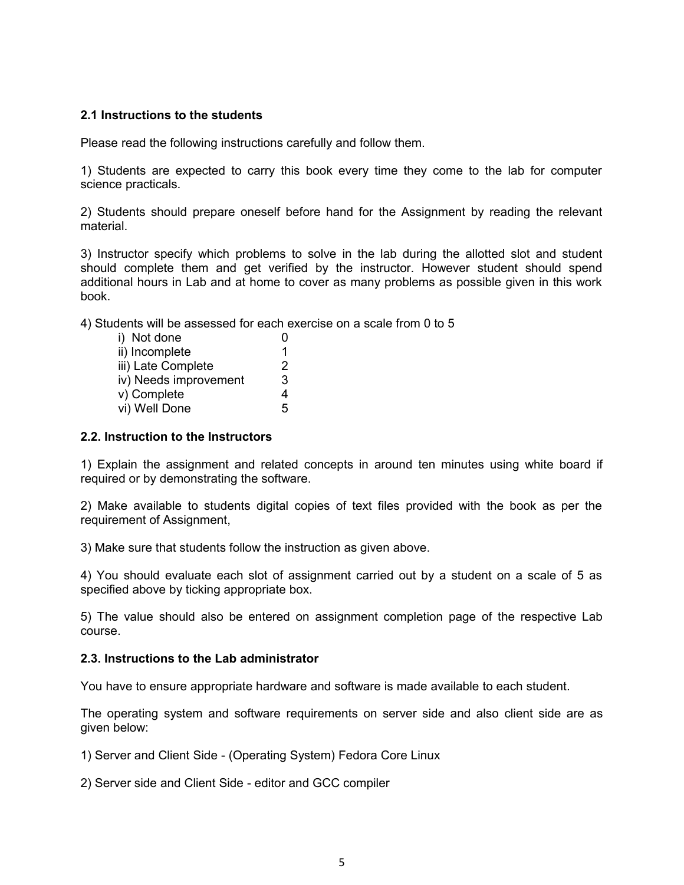### 2.1 Instructions to the students

Please read the following instructions carefully and follow them.

1) Students are expected to carry this book every time they come to the lab for computer science practicals.

2) Students should prepare oneself before hand for the Assignment by reading the relevant material.

3) Instructor specify which problems to solve in the lab during the allotted slot and student should complete them and get verified by the instructor. However student should spend additional hours in Lab and at home to cover as many problems as possible given in this work book.

4) Students will be assessed for each exercise on a scale from 0 to 5

| | |
|---|---|
| i) Not done | 0 |
| ii) Incomplete | 1 |
| iii) Late Complete | 2 |
| iv) Needs improvement | 3 |
| v) Complete | 4 |
| vi) Well Done | 5 |

### 2.2. Instruction to the Instructors

1) Explain the assignment and related concepts in around ten minutes using white board if required or by demonstrating the software.

2) Make available to students digital copies of text files provided with the book as per the requirement of Assignment,

3) Make sure that students follow the instruction as given above.

4) You should evaluate each slot of assignment carried out by a student on a scale of 5 as specified above by ticking appropriate box.

5) The value should also be entered on assignment completion page of the respective Lab course.

### 2.3. Instructions to the Lab administrator

You have to ensure appropriate hardware and software is made available to each student.

The operating system and software requirements on server side and also client side are as given below:

1) Server and Client Side - (Operating System) Fedora Core Linux

2) Server side and Client Side - editor and GCC compiler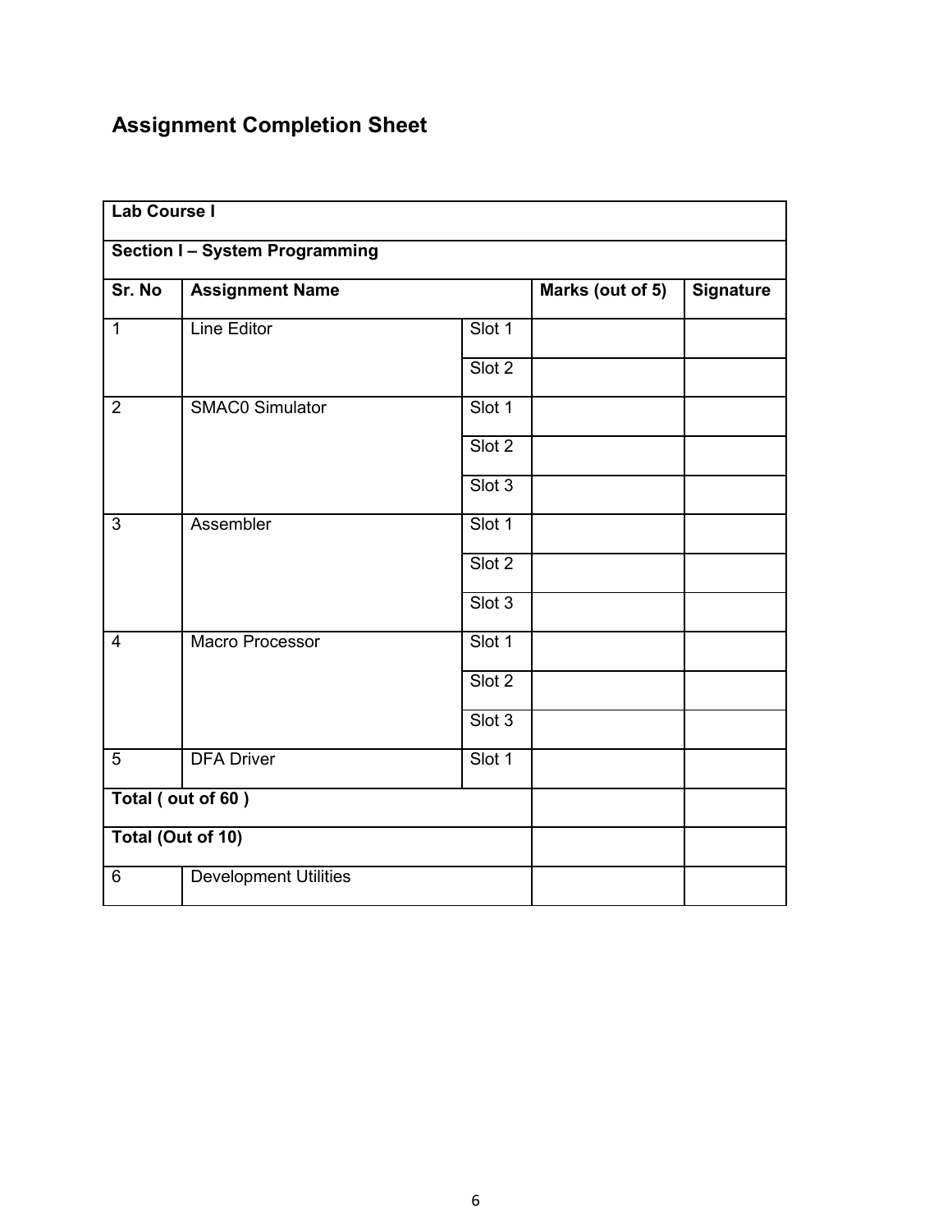## Assignment Completion Sheet

| Lab Course I | | | | |
|---|---|---|---|---|
| **Section I – System Programming** | | | | |
| **Sr. No** | **Assignment Name** | | **Marks (out of 5)** | **Signature** |
| 1 | Line Editor | Slot 1 | | |
| | | Slot 2 | | |
| 2 | SMAC0 Simulator | Slot 1 | | |
| | | Slot 2 | | |
| | | Slot 3 | | |
| 3 | Assembler | Slot 1 | | |
| | | Slot 2 | | |
| | | Slot 3 | | |
| 4 | Macro Processor | Slot 1 | | |
| | | Slot 2 | | |
| | | Slot 3 | | |
| 5 | DFA Driver | Slot 1 | | |
| **Total ( out of 60 )** | | | | |
| **Total (Out of 10)** | | | | |
| 6 | Development Utilities | | | |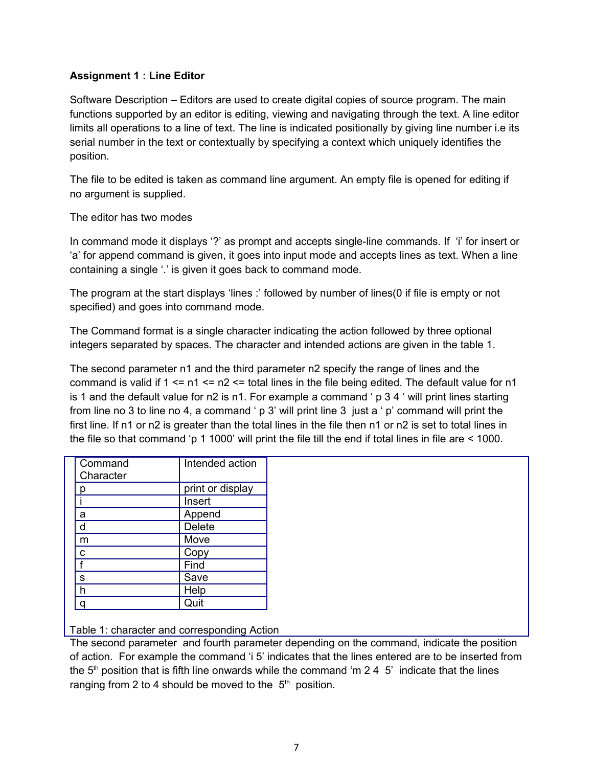**Assignment 1 : Line Editor**

Software Description – Editors are used to create digital copies of source program. The main functions supported by an editor is editing, viewing and navigating through the text. A line editor limits all operations to a line of text. The line is indicated positionally by giving line number i.e its serial number in the text or contextually by specifying a context which uniquely identifies the position.

The file to be edited is taken as command line argument. An empty file is opened for editing if no argument is supplied.

The editor has two modes

In command mode it displays '?' as prompt and accepts single-line commands. If 'i' for insert or 'a' for append command is given, it goes into input mode and accepts lines as text. When a line containing a single '.' is given it goes back to command mode.

The program at the start displays 'lines :' followed by number of lines(0 if file is empty or not specified) and goes into command mode.

The Command format is a single character indicating the action followed by three optional integers separated by spaces. The character and intended actions are given in the table 1.

The second parameter n1 and the third parameter n2 specify the range of lines and the command is valid if 1 <= n1 <= n2 <= total lines in the file being edited. The default value for n1 is 1 and the default value for n2 is n1. For example a command ' p 3 4 ' will print lines starting from line no 3 to line no 4, a command ' p 3' will print line 3 just a ' p' command will print the first line. If n1 or n2 is greater than the total lines in the file then n1 or n2 is set to total lines in the file so that command 'p 1 1000' will print the file till the end if total lines in file are < 1000.

| Command Character | Intended action |
| --- | --- |
| p | print or display |
| i | Insert |
| a | Append |
| d | Delete |
| m | Move |
| c | Copy |
| f | Find |
| s | Save |
| h | Help |
| q | Quit |

Table 1: character and corresponding Action

The second parameter and fourth parameter depending on the command, indicate the position of action. For example the command 'i 5' indicates that the lines entered are to be inserted from the 5th position that is fifth line onwards while the command 'm 2 4 5' indicate that the lines ranging from 2 to 4 should be moved to the 5th position.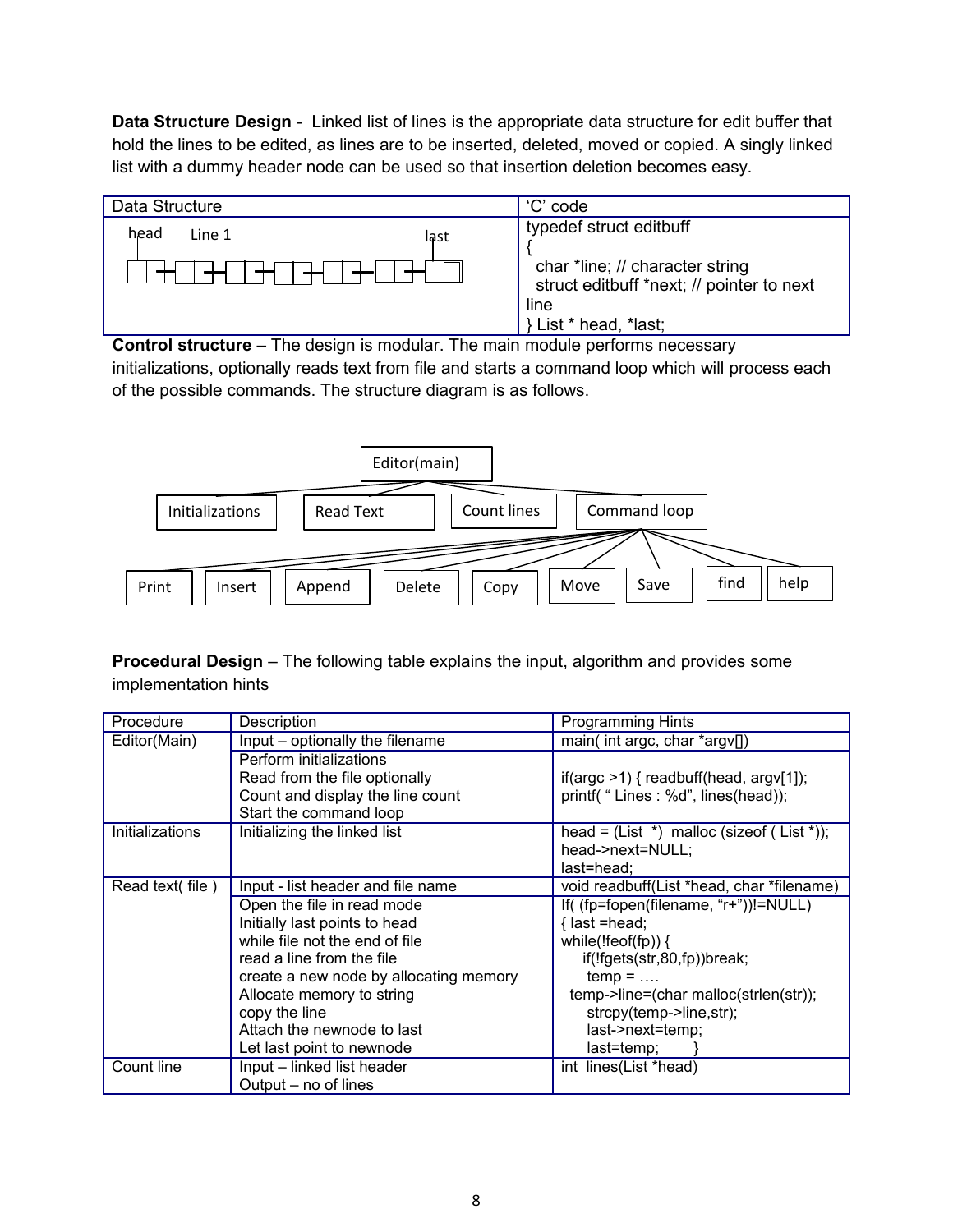**Data Structure Design** - Linked list of lines is the appropriate data structure for edit buffer that hold the lines to be edited, as lines are to be inserted, deleted, moved or copied. A singly linked list with a dummy header node can be used so that insertion deletion becomes easy.

| Data Structure | 'C' code |
|---|---|
| head Line 1 last | typedef struct editbuff<br>{<br>char *line; // character string<br>struct editbuff *next; // pointer to next line<br>} List * head, *last; |

**Control structure** – The design is modular. The main module performs necessary initializations, optionally reads text from file and starts a command loop which will process each of the possible commands. The structure diagram is as follows.

- Editor(main)
  - Initializations
  - Read Text
  - Count lines
  - Command loop
    - Print
    - Insert
    - Append
    - Delete
    - Copy
    - Move
    - Save
    - find
    - help

**Procedural Design** – The following table explains the input, algorithm and provides some implementation hints

| Procedure | Description | Programming Hints |
|---|---|---|
| Editor(Main) | Input – optionally the filename | main( int argc, char *argv[]) |
| | Perform initializations<br>Read from the file optionally<br>Count and display the line count<br>Start the command loop | if(argc >1) { readbuff(head, argv[1]);<br>printf( " Lines : %d", lines(head)); |
| Initializations | Initializing the linked list | head = (List *) malloc (sizeof ( List *));<br>head->next=NULL;<br>last=head; |
| Read text( file ) | Input - list header and file name | void readbuff(List *head, char *filename) |
| | Open the file in read mode<br>Initially last points to head<br>while file not the end of file<br>read a line from the file<br>create a new node by allocating memory<br>Allocate memory to string<br>copy the line<br>Attach the newnode to last<br>Let last point to newnode | If( (fp=fopen(filename, "r+"))!=NULL)<br>{ last =head;<br>while(!feof(fp)) {<br>if(!fgets(str,80,fp))break;<br>temp = ….<br>temp->line=(char malloc(strlen(str));<br>strcpy(temp->line,str);<br>last->next=temp;<br>last=temp; } |
| Count line | Input – linked list header<br>Output – no of lines | int lines(List *head) |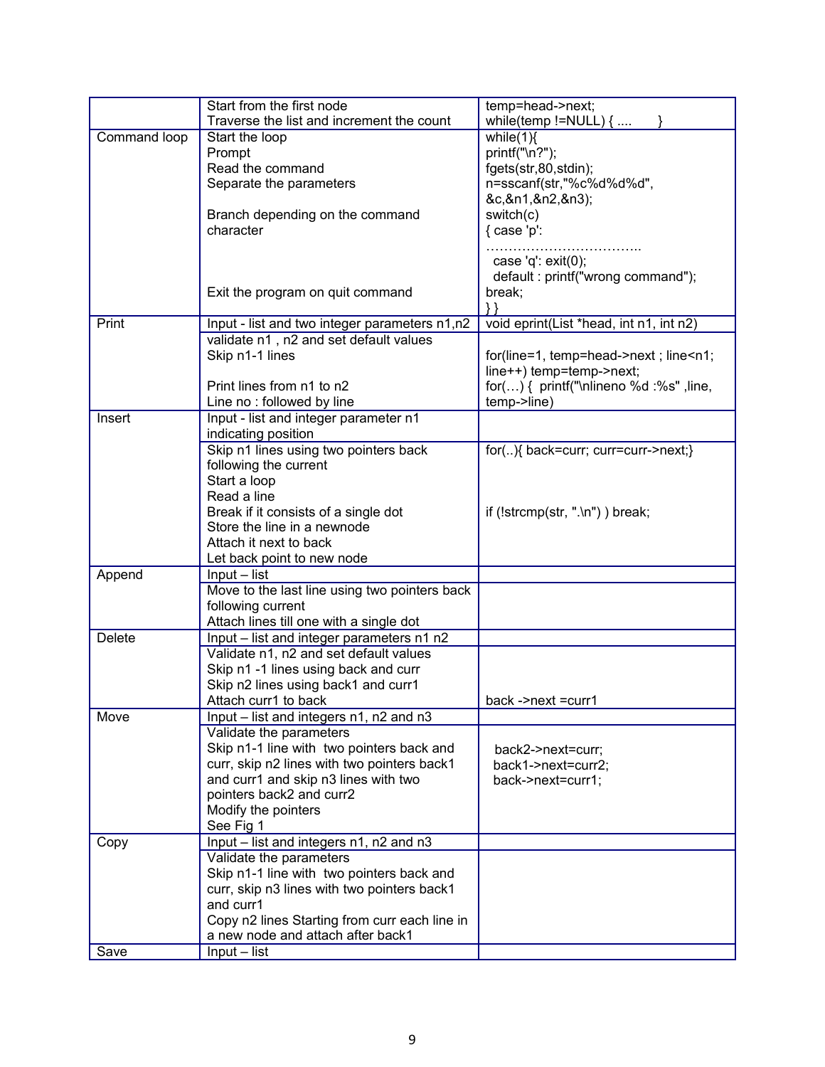| | | |
|---|---|---|
| | Start from the first node<br>Traverse the list and increment the count | temp=head->next;<br>while(temp !=NULL) { ....    } |
| Command loop | Start the loop<br>Prompt<br>Read the command<br>Separate the parameters<br><br>Branch depending on the command character<br><br><br><br>Exit the program on quit command | while(1){<br>printf("\n?");<br>fgets(str,80,stdin);<br>n=sscanf(str,"%c%d%d%d", &c,&n1,&n2,&n3);<br>switch(c)<br>{ case 'p':<br>……………………………..<br>case 'q': exit(0);<br>default : printf("wrong command");<br>break;<br>} } |
| Print | Input - list and two integer parameters n1,n2 | void eprint(List *head, int n1, int n2) |
| | validate n1 , n2 and set default values<br>Skip n1-1 lines<br><br>Print lines from n1 to n2<br>Line no : followed by line | <br>for(line=1, temp=head->next ; line<n1; line++) temp=temp->next;<br>for(…) {  printf("\nlineno %d :%s" ,line, temp->line) |
| Insert | Input - list and integer parameter n1 indicating position | |
| | Skip n1 lines using two pointers back following the current<br>Start a loop<br>Read a line<br>Break if it consists of a single dot<br>Store the line in a newnode<br>Attach it next to back<br>Let back point to new node | for(..){ back=curr; curr=curr->next;}<br><br><br><br>if (!strcmp(str, ".\n") ) break; |
| Append | Input – list | |
| | Move to the last line using two pointers back following current<br>Attach lines till one with a single dot | |
| Delete | Input – list and integer parameters n1 n2 | |
| | Validate n1, n2 and set default values<br>Skip n1 -1 lines using back and curr<br>Skip n2 lines using back1 and curr1<br>Attach curr1 to back | <br><br><br>back ->next =curr1 |
| Move | Input – list and integers n1, n2 and n3 | |
| | Validate the parameters<br>Skip n1-1 line with two pointers back and curr, skip n2 lines with two pointers back1 and curr1 and skip n3 lines with two pointers back2 and curr2<br>Modify the pointers<br>See Fig 1 | back2->next=curr;<br>back1->next=curr2;<br>back->next=curr1; |
| Copy | Input – list and integers n1, n2 and n3 | |
| | Validate the parameters<br>Skip n1-1 line with two pointers back and curr, skip n3 lines with two pointers back1 and curr1<br>Copy n2 lines Starting from curr each line in a new node and attach after back1 | |
| Save | Input – list | |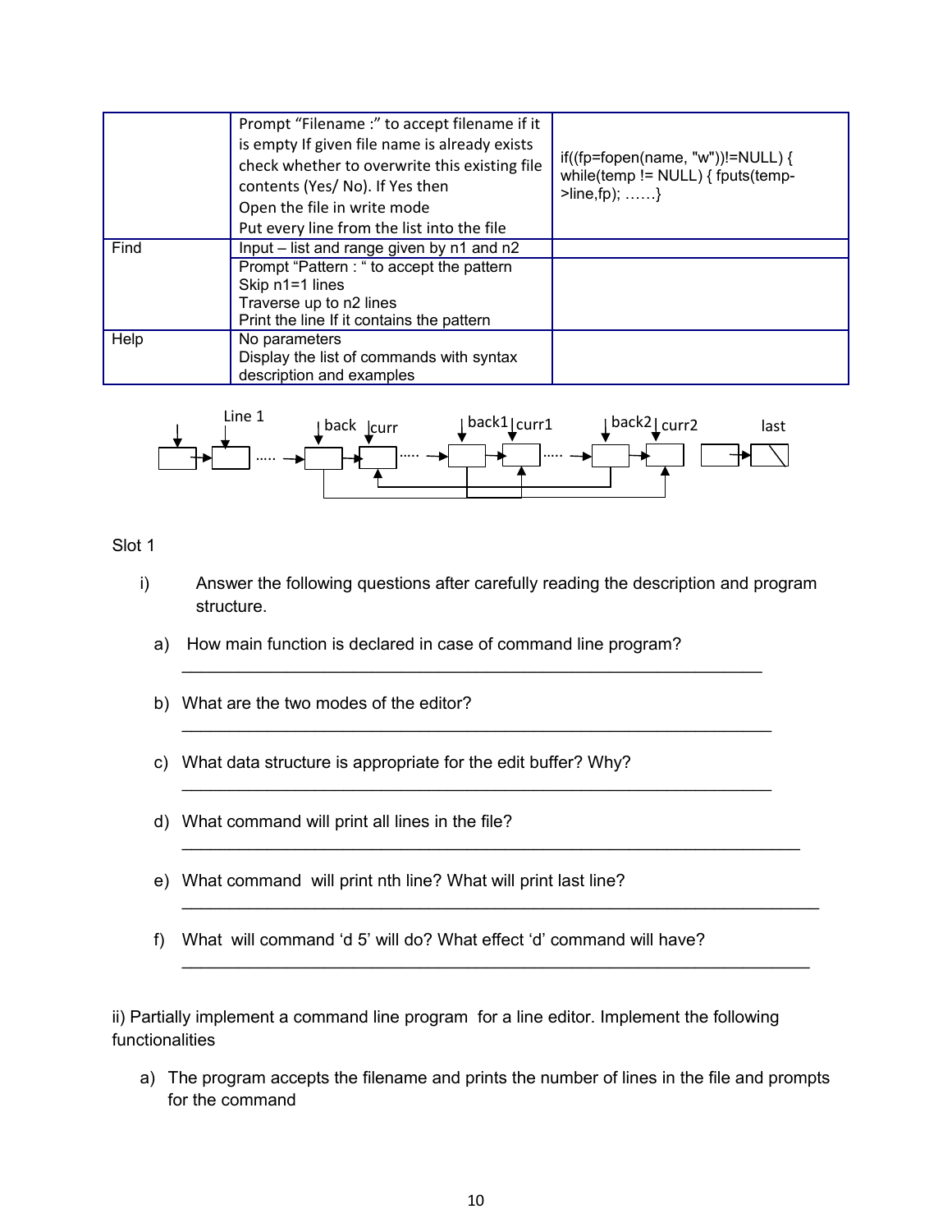| | | |
|---|---|---|
| | Prompt "Filename :" to accept filename if it is empty If given file name is already exists check whether to overwrite this existing file contents (Yes/ No). If Yes then<br>Open the file in write mode<br>Put every line from the list into the file | if((fp=fopen(name, "w"))!=NULL) { while(temp != NULL) { fputs(temp->line,fp); ……} |
| Find | Input – list and range given by n1 and n2 | |
| | Prompt "Pattern : " to accept the pattern<br>Skip n1=1 lines<br>Traverse up to n2 lines<br>Print the line If it contains the pattern | |
| Help | No parameters<br>Display the list of commands with syntax description and examples | |

Line 1 &nbsp;&nbsp; back &nbsp; curr &nbsp;&nbsp; back1 &nbsp; curr1 &nbsp;&nbsp; back2 &nbsp; curr2 &nbsp;&nbsp; last

Slot 1

i) Answer the following questions after carefully reading the description and program structure.

a) How main function is declared in case of command line program?

_______________________________________________________________

b) What are the two modes of the editor?

_______________________________________________________________

c) What data structure is appropriate for the edit buffer? Why?

_______________________________________________________________

d) What command will print all lines in the file?

_______________________________________________________________

e) What command will print nth line? What will print last line?

_______________________________________________________________

f) What will command 'd 5' will do? What effect 'd' command will have?

_______________________________________________________________

ii) Partially implement a command line program for a line editor. Implement the following functionalities

a) The program accepts the filename and prints the number of lines in the file and prompts for the command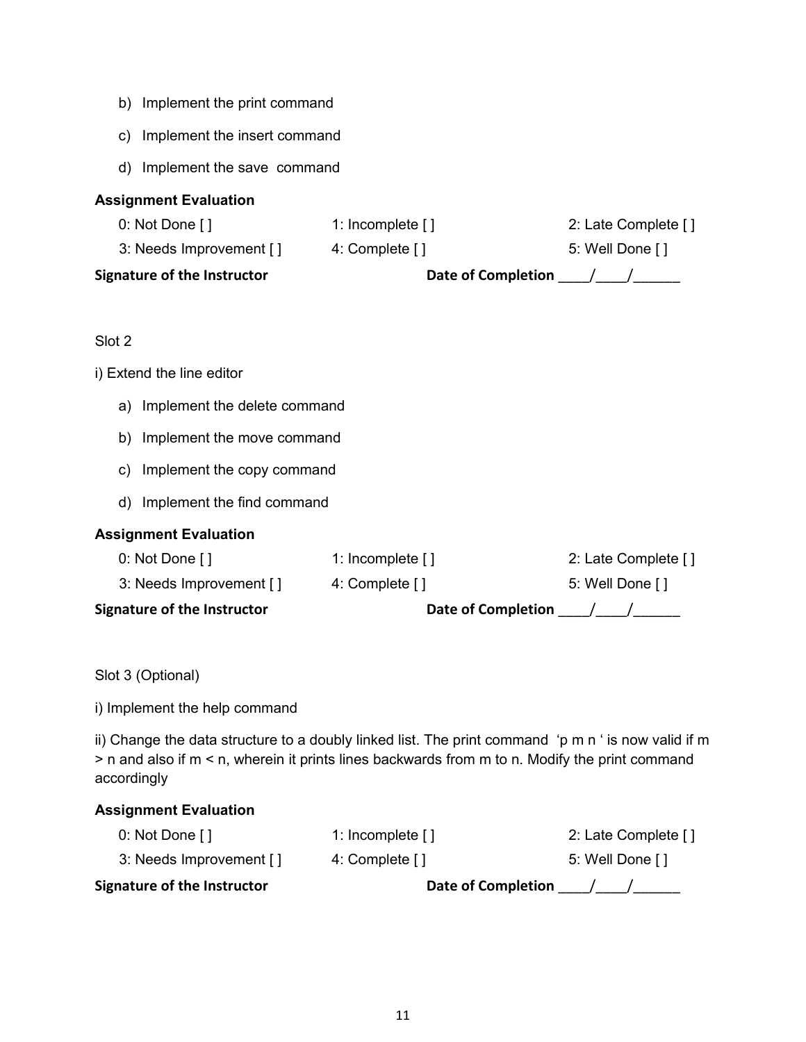b) Implement the print command

c) Implement the insert command

d) Implement the save  command

**Assignment Evaluation**

| | | |
|---|---|---|
| 0: Not Done [ ] | 1: Incomplete [ ] | 2: Late Complete [ ] |
| 3: Needs Improvement [ ] | 4: Complete [ ] | 5: Well Done [ ] |

**Signature of the Instructor** **Date of Completion** ____/____/______

Slot 2

i) Extend the line editor

a) Implement the delete command

b) Implement the move command

c) Implement the copy command

d) Implement the find command

**Assignment Evaluation**

| | | |
|---|---|---|
| 0: Not Done [ ] | 1: Incomplete [ ] | 2: Late Complete [ ] |
| 3: Needs Improvement [ ] | 4: Complete [ ] | 5: Well Done [ ] |

**Signature of the Instructor** **Date of Completion** ____/____/______

Slot 3 (Optional)

i) Implement the help command

ii) Change the data structure to a doubly linked list. The print command  'p m n ' is now valid if m > n and also if m < n, wherein it prints lines backwards from m to n. Modify the print command accordingly

**Assignment Evaluation**

| | | |
|---|---|---|
| 0: Not Done [ ] | 1: Incomplete [ ] | 2: Late Complete [ ] |
| 3: Needs Improvement [ ] | 4: Complete [ ] | 5: Well Done [ ] |

**Signature of the Instructor** **Date of Completion** ____/____/______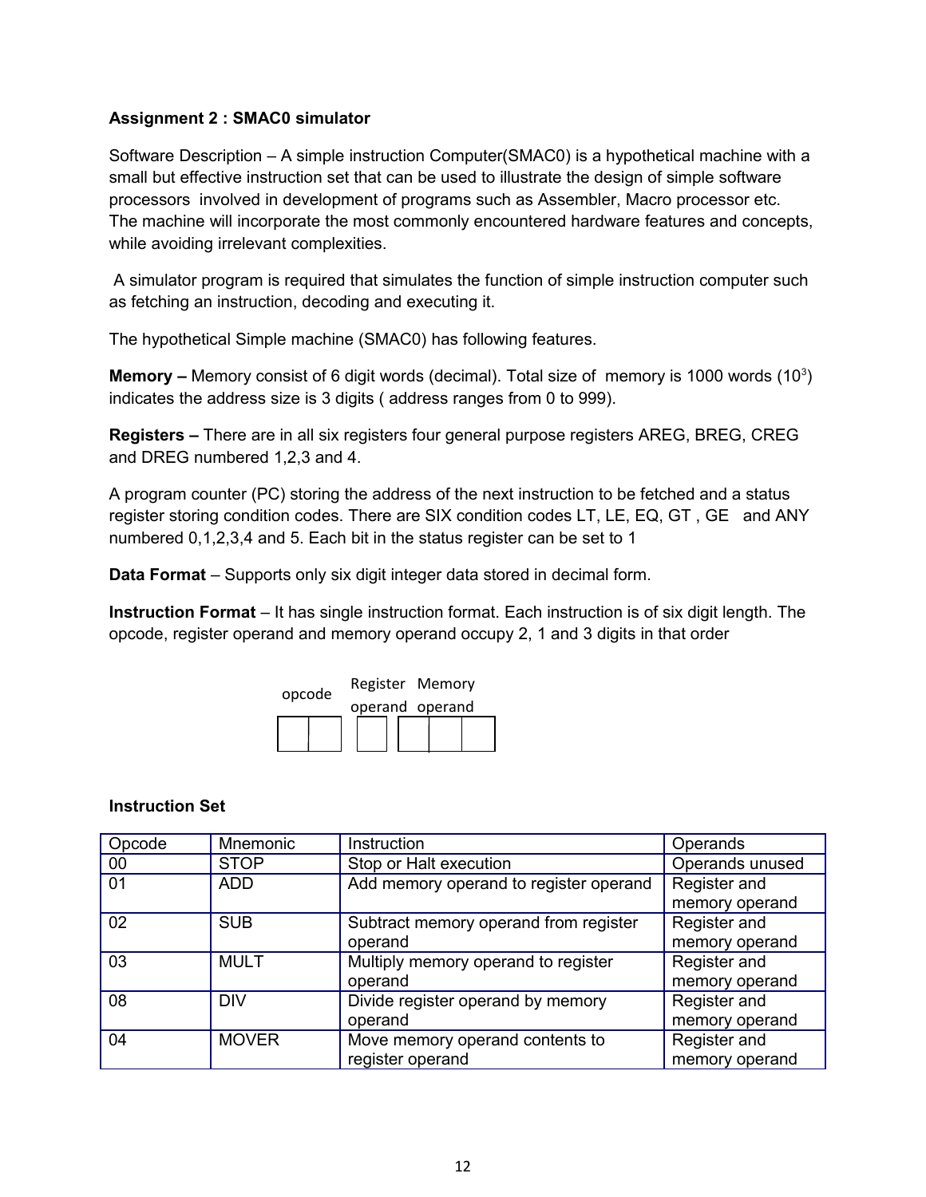**Assignment 2 : SMAC0 simulator**

Software Description – A simple instruction Computer(SMAC0) is a hypothetical machine with a small but effective instruction set that can be used to illustrate the design of simple software processors involved in development of programs such as Assembler, Macro processor etc. The machine will incorporate the most commonly encountered hardware features and concepts, while avoiding irrelevant complexities.

A simulator program is required that simulates the function of simple instruction computer such as fetching an instruction, decoding and executing it.

The hypothetical Simple machine (SMAC0) has following features.

**Memory –** Memory consist of 6 digit words (decimal). Total size of memory is 1000 words ($10^3$) indicates the address size is 3 digits ( address ranges from 0 to 999).

**Registers –** There are in all six registers four general purpose registers AREG, BREG, CREG and DREG numbered 1,2,3 and 4.

A program counter (PC) storing the address of the next instruction to be fetched and a status register storing condition codes. There are SIX condition codes LT, LE, EQ, GT , GE and ANY numbered 0,1,2,3,4 and 5. Each bit in the status register can be set to 1

**Data Format** – Supports only six digit integer data stored in decimal form.

**Instruction Format** – It has single instruction format. Each instruction is of six digit length. The opcode, register operand and memory operand occupy 2, 1 and 3 digits in that order

| opcode | | Register operand | Memory operand | | |
|---|---|---|---|---|---|
| | | | | | |

**Instruction Set**

| Opcode | Mnemonic | Instruction | Operands |
|---|---|---|---|
| 00 | STOP | Stop or Halt execution | Operands unused |
| 01 | ADD | Add memory operand to register operand | Register and memory operand |
| 02 | SUB | Subtract memory operand from register operand | Register and memory operand |
| 03 | MULT | Multiply memory operand to register operand | Register and memory operand |
| 08 | DIV | Divide register operand by memory operand | Register and memory operand |
| 04 | MOVER | Move memory operand contents to register operand | Register and memory operand |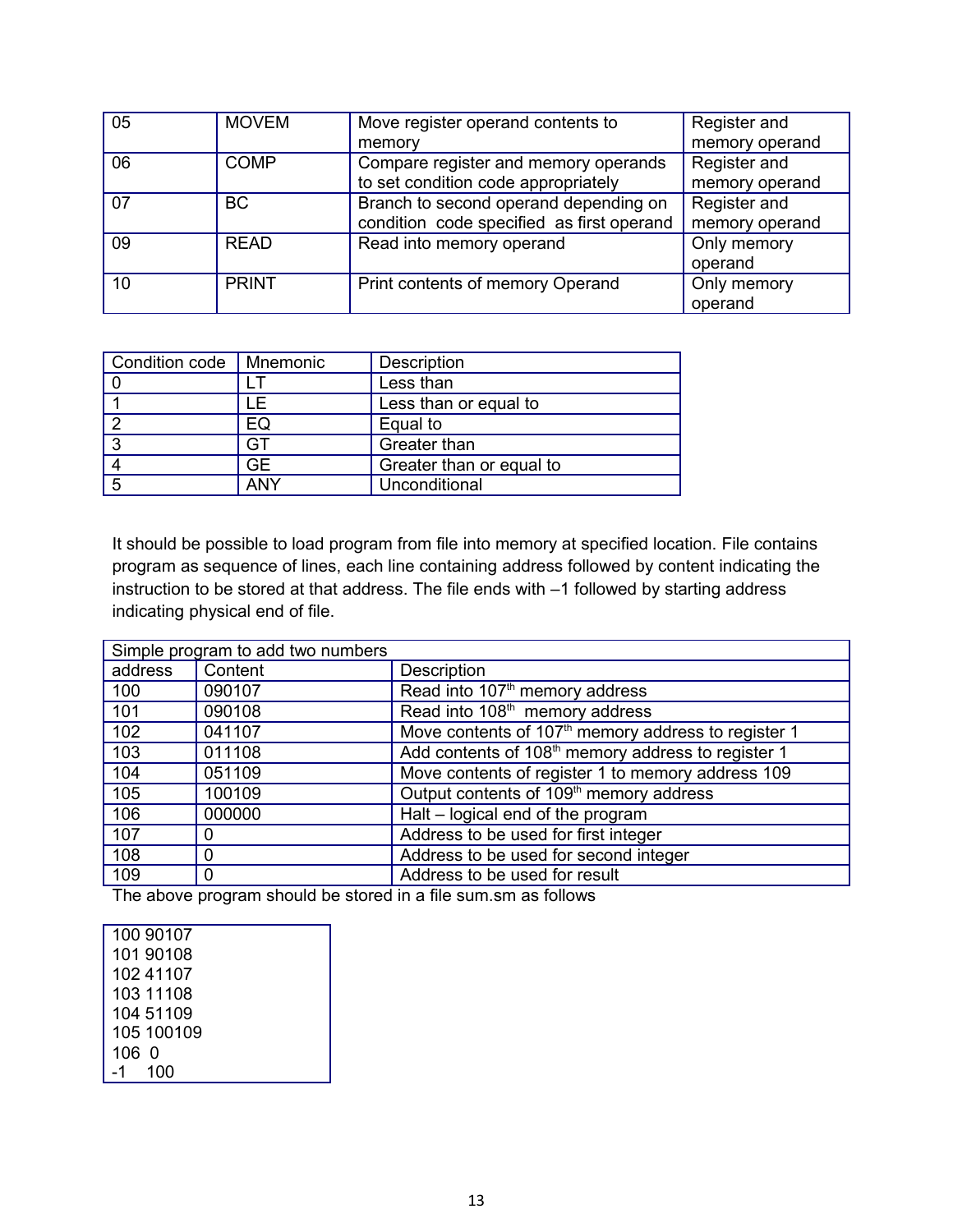| 05 | MOVEM | Move register operand contents to memory | Register and memory operand |
|---|---|---|---|
| 06 | COMP | Compare register and memory operands to set condition code appropriately | Register and memory operand |
| 07 | BC | Branch to second operand depending on condition code specified as first operand | Register and memory operand |
| 09 | READ | Read into memory operand | Only memory operand |
| 10 | PRINT | Print contents of memory Operand | Only memory operand |

| Condition code | Mnemonic | Description |
|---|---|---|
| 0 | LT | Less than |
| 1 | LE | Less than or equal to |
| 2 | EQ | Equal to |
| 3 | GT | Greater than |
| 4 | GE | Greater than or equal to |
| 5 | ANY | Unconditional |

It should be possible to load program from file into memory at specified location. File contains program as sequence of lines, each line containing address followed by content indicating the instruction to be stored at that address. The file ends with –1 followed by starting address indicating physical end of file.

| Simple program to add two numbers | | |
|---|---|---|
| address | Content | Description |
| 100 | 090107 | Read into 107th memory address |
| 101 | 090108 | Read into 108th memory address |
| 102 | 041107 | Move contents of 107th memory address to register 1 |
| 103 | 011108 | Add contents of 108th memory address to register 1 |
| 104 | 051109 | Move contents of register 1 to memory address 109 |
| 105 | 100109 | Output contents of 109th memory address |
| 106 | 000000 | Halt – logical end of the program |
| 107 | 0 | Address to be used for first integer |
| 108 | 0 | Address to be used for second integer |
| 109 | 0 | Address to be used for result |

The above program should be stored in a file sum.sm as follows

```
100 90107
101 90108
102 41107
103 11108
104 51109
105 100109
106  0
-1    100
```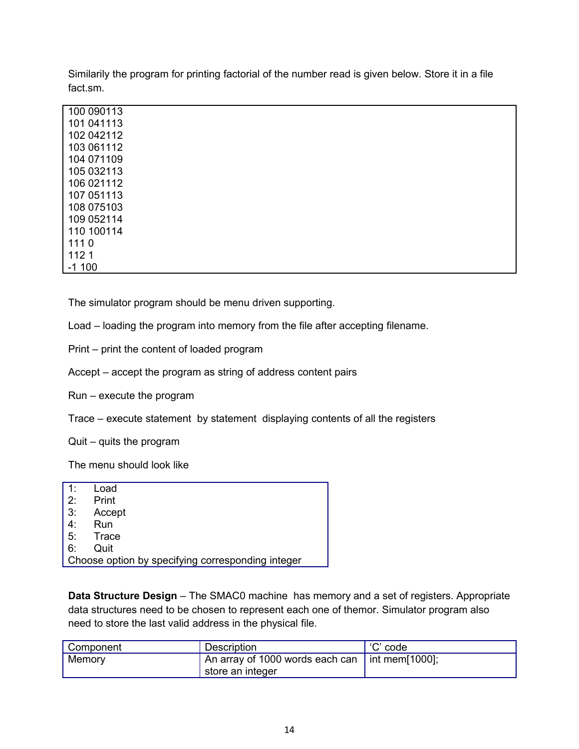Similarily the program for printing factorial of the number read is given below. Store it in a file fact.sm.

```
100 090113
101 041113
102 042112
103 061112
104 071109
105 032113
106 021112
107 051113
108 075103
109 052114
110 100114
111 0
112 1
-1 100
```

The simulator program should be menu driven supporting.

Load – loading the program into memory from the file after accepting filename.

Print – print the content of loaded program

Accept – accept the program as string of address content pairs

Run – execute the program

Trace – execute statement by statement displaying contents of all the registers

Quit – quits the program

The menu should look like

```
1:    Load
2:    Print
3:    Accept
4:    Run
5:    Trace
6:    Quit
Choose option by specifying corresponding integer
```

**Data Structure Design** – The SMAC0 machine has memory and a set of registers. Appropriate data structures need to be chosen to represent each one of themor. Simulator program also need to store the last valid address in the physical file.

| Component | Description | 'C' code |
|---|---|---|
| Memory | An array of 1000 words each can store an integer | int mem[1000]; |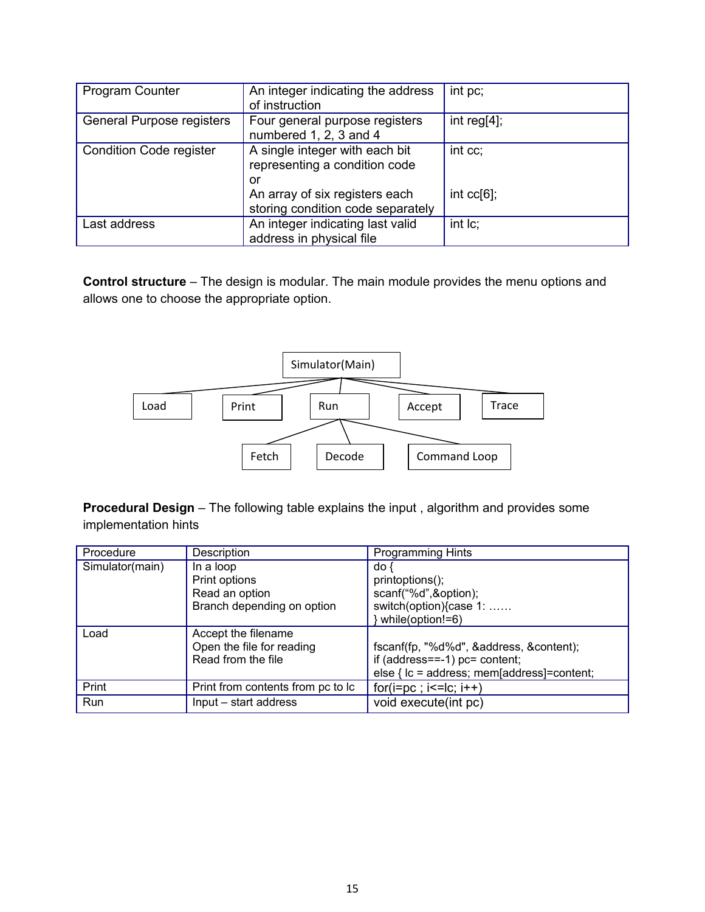| Program Counter | An integer indicating the address of instruction | int pc; |
|---|---|---|
| General Purpose registers | Four general purpose registers numbered 1, 2, 3 and 4 | int reg[4]; |
| Condition Code register | A single integer with each bit representing a condition code or An array of six registers each storing condition code separately | int cc; int cc[6]; |
| Last address | An integer indicating last valid address in physical file | int lc; |

**Control structure** – The design is modular. The main module provides the menu options and allows one to choose the appropriate option.

- Simulator(Main)
  - Load
  - Print
  - Run
    - Fetch
    - Decode
    - Command Loop
  - Accept
  - Trace

**Procedural Design** – The following table explains the input , algorithm and provides some implementation hints

| Procedure | Description | Programming Hints |
|---|---|---|
| Simulator(main) | In a loop<br>Print options<br>Read an option<br>Branch depending on option | do {<br>printoptions();<br>scanf("%d",&option);<br>switch(option){case 1: ……<br>} while(option!=6) |
| Load | Accept the filename<br>Open the file for reading<br>Read from the file | fscanf(fp, "%d%d", &address, &content);<br>if (address==-1) pc= content;<br>else { lc = address; mem[address]=content; |
| Print | Print from contents from pc to lc | for(i=pc ; i<=lc; i++) |
| Run | Input – start address | void execute(int pc) |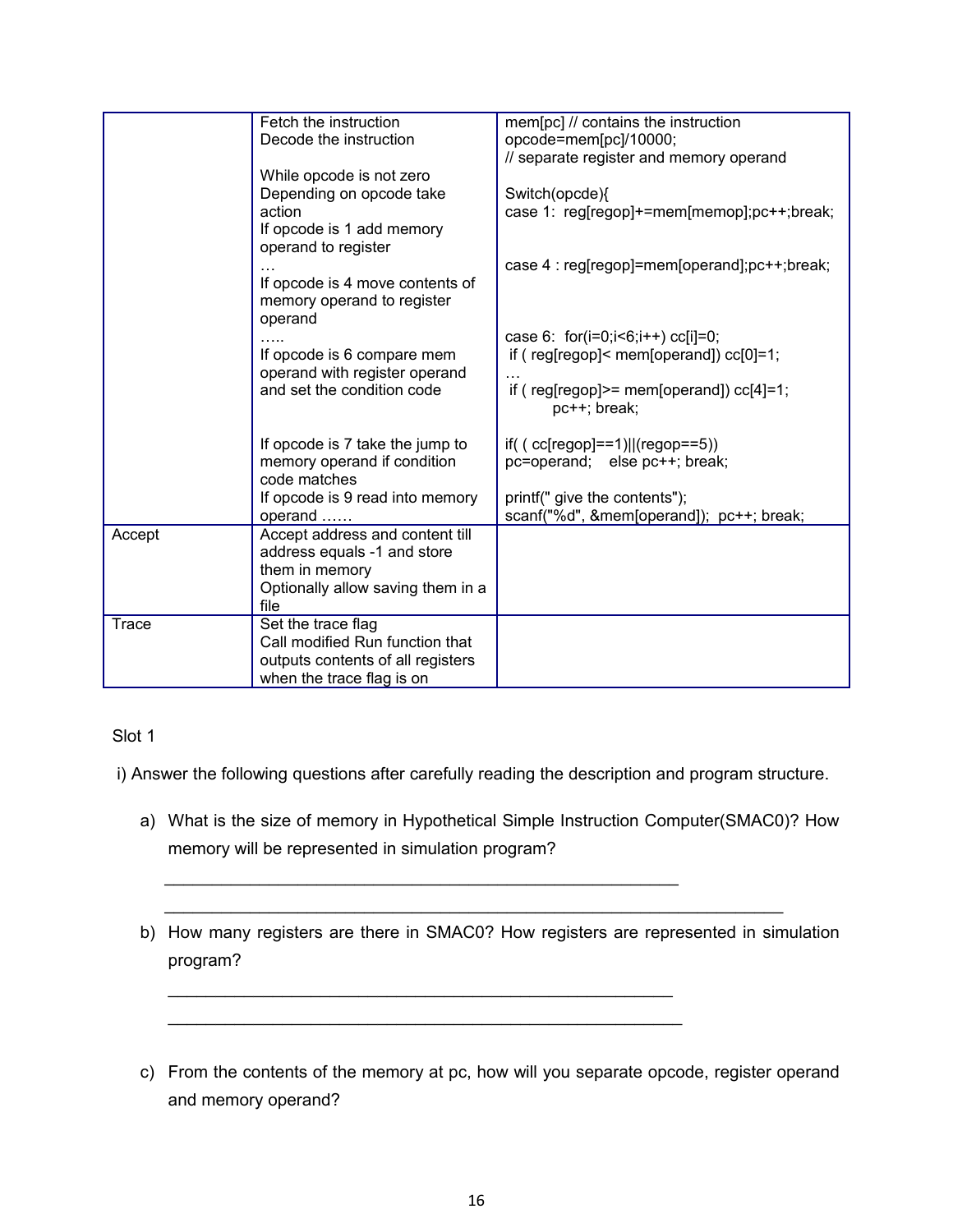| | | |
|---|---|---|
| | Fetch the instruction<br>Decode the instruction<br><br>While opcode is not zero<br>Depending on opcode take action<br>If opcode is 1 add memory operand to register<br>…<br>If opcode is 4 move contents of memory operand to register operand<br>…..<br>If opcode is 6 compare mem operand with register operand and set the condition code<br><br><br>If opcode is 7 take the jump to memory operand if condition code matches<br>If opcode is 9 read into memory operand …… | mem[pc] // contains the instruction<br>opcode=mem[pc]/10000;<br>// separate register and memory operand<br><br>Switch(opcde){<br>case 1: reg[regop]+=mem[memop];pc++;break;<br><br><br>case 4 : reg[regop]=mem[operand];pc++;break;<br><br><br><br>case 6: for(i=0;i<6;i++) cc[i]=0;<br>if ( reg[regop]< mem[operand]) cc[0]=1;<br>…<br>if ( reg[regop]>= mem[operand]) cc[4]=1;<br>pc++; break;<br><br>if( ( cc[regop]==1)\|\|(regop==5))<br>pc=operand;  else pc++; break;<br><br>printf(" give the contents");<br>scanf("%d", &mem[operand]); pc++; break; |
| Accept | Accept address and content till address equals -1 and store them in memory<br>Optionally allow saving them in a file | |
| Trace | Set the trace flag<br>Call modified Run function that outputs contents of all registers when the trace flag is on | |

Slot 1

i) Answer the following questions after carefully reading the description and program structure.

a) What is the size of memory in Hypothetical Simple Instruction Computer(SMAC0)? How memory will be represented in simulation program?

_______________________________________________________

_________________________________________________________________

b) How many registers are there in SMAC0? How registers are represented in simulation program?

______________________________________________________

_______________________________________________________

c) From the contents of the memory at pc, how will you separate opcode, register operand and memory operand?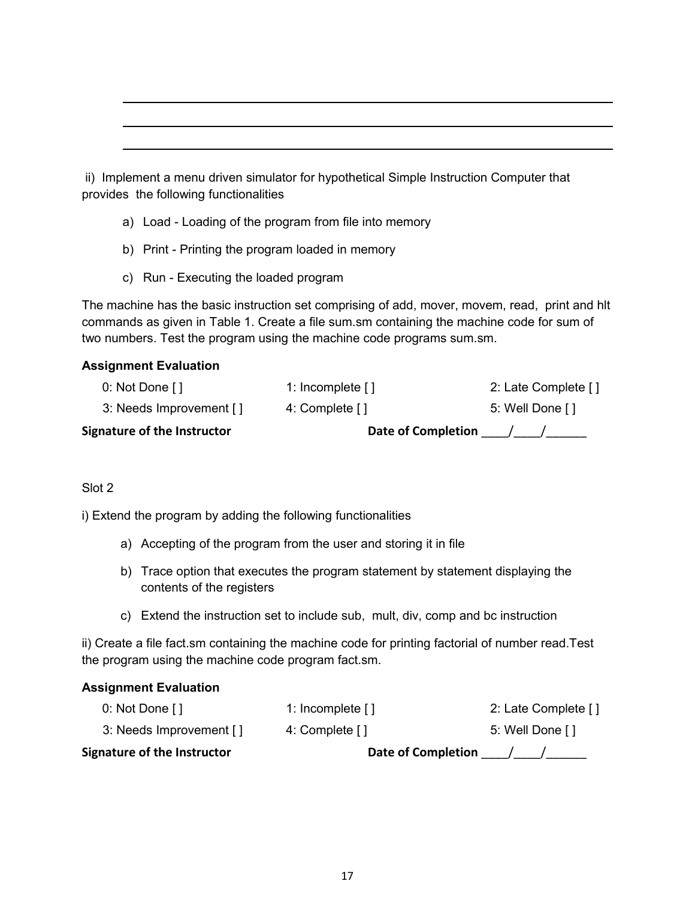ii) Implement a menu driven simulator for hypothetical Simple Instruction Computer that provides the following functionalities

a) Load - Loading of the program from file into memory

b) Print - Printing the program loaded in memory

c) Run - Executing the loaded program

The machine has the basic instruction set comprising of add, mover, movem, read, print and hlt commands as given in Table 1. Create a file sum.sm containing the machine code for sum of two numbers. Test the program using the machine code programs sum.sm.

**Assignment Evaluation**

| | | |
|---|---|---|
| 0: Not Done [ ] | 1: Incomplete [ ] | 2: Late Complete [ ] |
| 3: Needs Improvement [ ] | 4: Complete [ ] | 5: Well Done [ ] |

**Signature of the Instructor** **Date of Completion** ____/____/______

Slot 2

i) Extend the program by adding the following functionalities

a) Accepting of the program from the user and storing it in file

b) Trace option that executes the program statement by statement displaying the contents of the registers

c) Extend the instruction set to include sub, mult, div, comp and bc instruction

ii) Create a file fact.sm containing the machine code for printing factorial of number read.Test the program using the machine code program fact.sm.

**Assignment Evaluation**

| | | |
|---|---|---|
| 0: Not Done [ ] | 1: Incomplete [ ] | 2: Late Complete [ ] |
| 3: Needs Improvement [ ] | 4: Complete [ ] | 5: Well Done [ ] |

**Signature of the Instructor** **Date of Completion** ____/____/______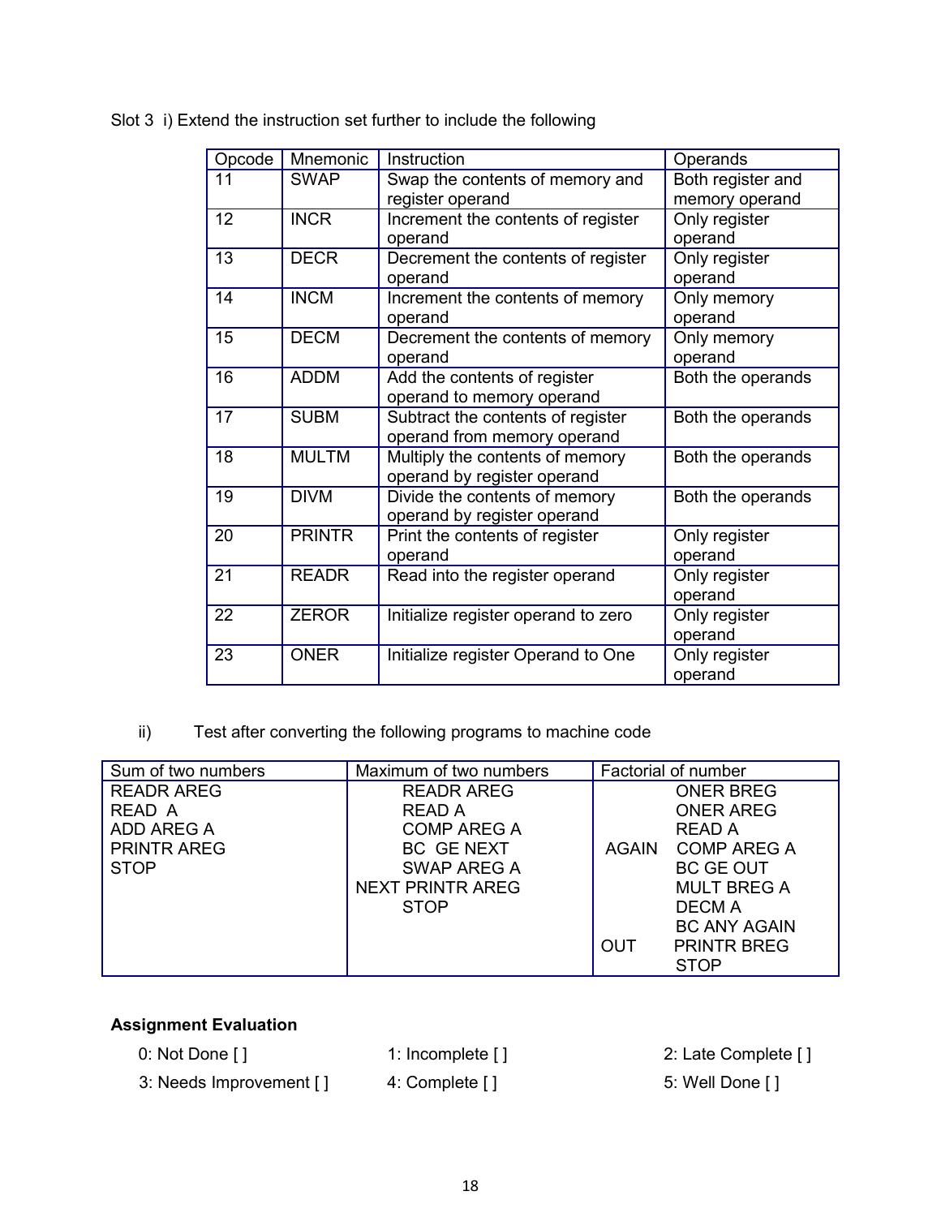Slot 3 i) Extend the instruction set further to include the following

| Opcode | Mnemonic | Instruction | Operands |
|---|---|---|---|
| 11 | SWAP | Swap the contents of memory and register operand | Both register and memory operand |
| 12 | INCR | Increment the contents of register operand | Only register operand |
| 13 | DECR | Decrement the contents of register operand | Only register operand |
| 14 | INCM | Increment the contents of memory operand | Only memory operand |
| 15 | DECM | Decrement the contents of memory operand | Only memory operand |
| 16 | ADDM | Add the contents of register operand to memory operand | Both the operands |
| 17 | SUBM | Subtract the contents of register operand from memory operand | Both the operands |
| 18 | MULTM | Multiply the contents of memory operand by register operand | Both the operands |
| 19 | DIVM | Divide the contents of memory operand by register operand | Both the operands |
| 20 | PRINTR | Print the contents of register operand | Only register operand |
| 21 | READR | Read into the register operand | Only register operand |
| 22 | ZEROR | Initialize register operand to zero | Only register operand |
| 23 | ONER | Initialize register Operand to One | Only register operand |

ii) Test after converting the following programs to machine code

| Sum of two numbers | Maximum of two numbers | Factorial of number |
|---|---|---|
| READR AREG | READR AREG | ONER BREG |
| READ A | READ A | ONER AREG |
| ADD AREG A | COMP AREG A | READ A |
| PRINTR AREG | BC GE NEXT | AGAIN COMP AREG A |
| STOP | SWAP AREG A | BC GE OUT |
| | NEXT PRINTR AREG | MULT BREG A |
| | STOP | DECM A |
| | | BC ANY AGAIN |
| | | OUT PRINTR BREG |
| | | STOP |

**Assignment Evaluation**

0: Not Done [ ]    1: Incomplete [ ]    2: Late Complete [ ]

3: Needs Improvement [ ]    4: Complete [ ]    5: Well Done [ ]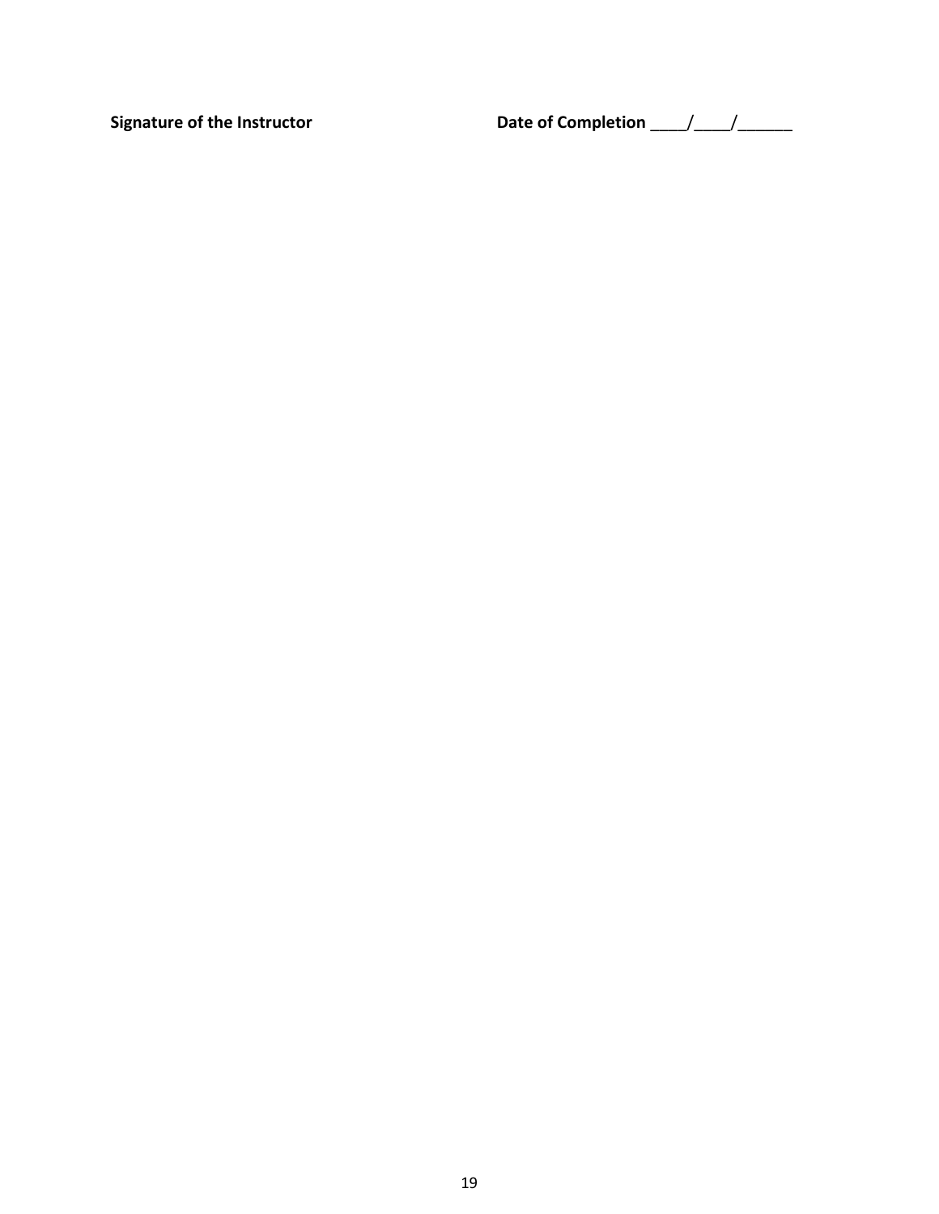**Signature of the Instructor** **Date of Completion ____/____/______**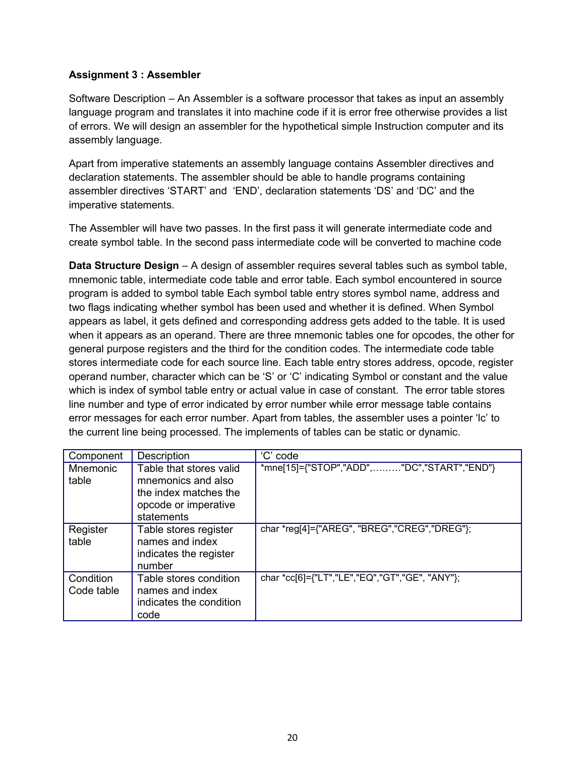**Assignment 3 : Assembler**

Software Description – An Assembler is a software processor that takes as input an assembly language program and translates it into machine code if it is error free otherwise provides a list of errors. We will design an assembler for the hypothetical simple Instruction computer and its assembly language.

Apart from imperative statements an assembly language contains Assembler directives and declaration statements. The assembler should be able to handle programs containing assembler directives 'START' and 'END', declaration statements 'DS' and 'DC' and the imperative statements.

The Assembler will have two passes. In the first pass it will generate intermediate code and create symbol table. In the second pass intermediate code will be converted to machine code

**Data Structure Design** – A design of assembler requires several tables such as symbol table, mnemonic table, intermediate code table and error table. Each symbol encountered in source program is added to symbol table Each symbol table entry stores symbol name, address and two flags indicating whether symbol has been used and whether it is defined. When Symbol appears as label, it gets defined and corresponding address gets added to the table. It is used when it appears as an operand. There are three mnemonic tables one for opcodes, the other for general purpose registers and the third for the condition codes. The intermediate code table stores intermediate code for each source line. Each table entry stores address, opcode, register operand number, character which can be 'S' or 'C' indicating Symbol or constant and the value which is index of symbol table entry or actual value in case of constant. The error table stores line number and type of error indicated by error number while error message table contains error messages for each error number. Apart from tables, the assembler uses a pointer 'lc' to the current line being processed. The implements of tables can be static or dynamic.

| Component | Description | 'C' code |
|---|---|---|
| Mnemonic table | Table that stores valid mnemonics and also the index matches the opcode or imperative statements | *mne[15]={"STOP","ADD",………"DC","START","END"} |
| Register table | Table stores register names and index indicates the register number | char *reg[4]={"AREG", "BREG","CREG","DREG"}; |
| Condition Code table | Table stores condition names and index indicates the condition code | char *cc[6]={"LT","LE","EQ","GT","GE", "ANY"}; |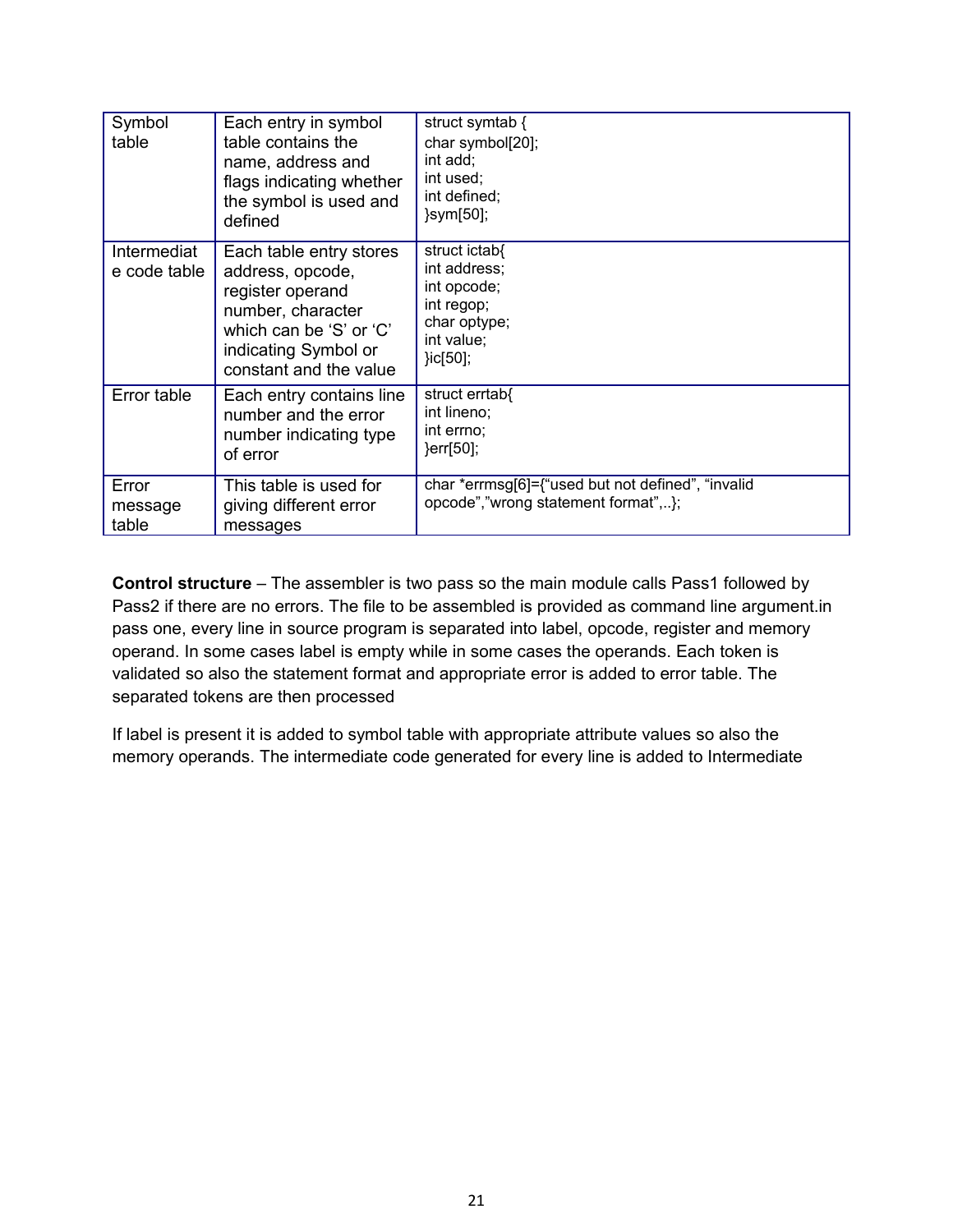| Symbol table | Each entry in symbol table contains the name, address and flags indicating whether the symbol is used and defined | struct symtab {<br>char symbol[20];<br>int add;<br>int used;<br>int defined;<br>}sym[50]; |
|---|---|---|
| Intermediate code table | Each table entry stores address, opcode, register operand number, character which can be 'S' or 'C' indicating Symbol or constant and the value | struct ictab{<br>int address;<br>int opcode;<br>int regop;<br>char optype;<br>int value;<br>}ic[50]; |
| Error table | Each entry contains line number and the error number indicating type of error | struct errtab{<br>int lineno;<br>int errno;<br>}err[50]; |
| Error message table | This table is used for giving different error messages | char *errmsg[6]={"used but not defined", "invalid opcode","wrong statement format",..}; |

**Control structure** – The assembler is two pass so the main module calls Pass1 followed by Pass2 if there are no errors. The file to be assembled is provided as command line argument.in pass one, every line in source program is separated into label, opcode, register and memory operand. In some cases label is empty while in some cases the operands. Each token is validated so also the statement format and appropriate error is added to error table. The separated tokens are then processed

If label is present it is added to symbol table with appropriate attribute values so also the memory operands. The intermediate code generated for every line is added to Intermediate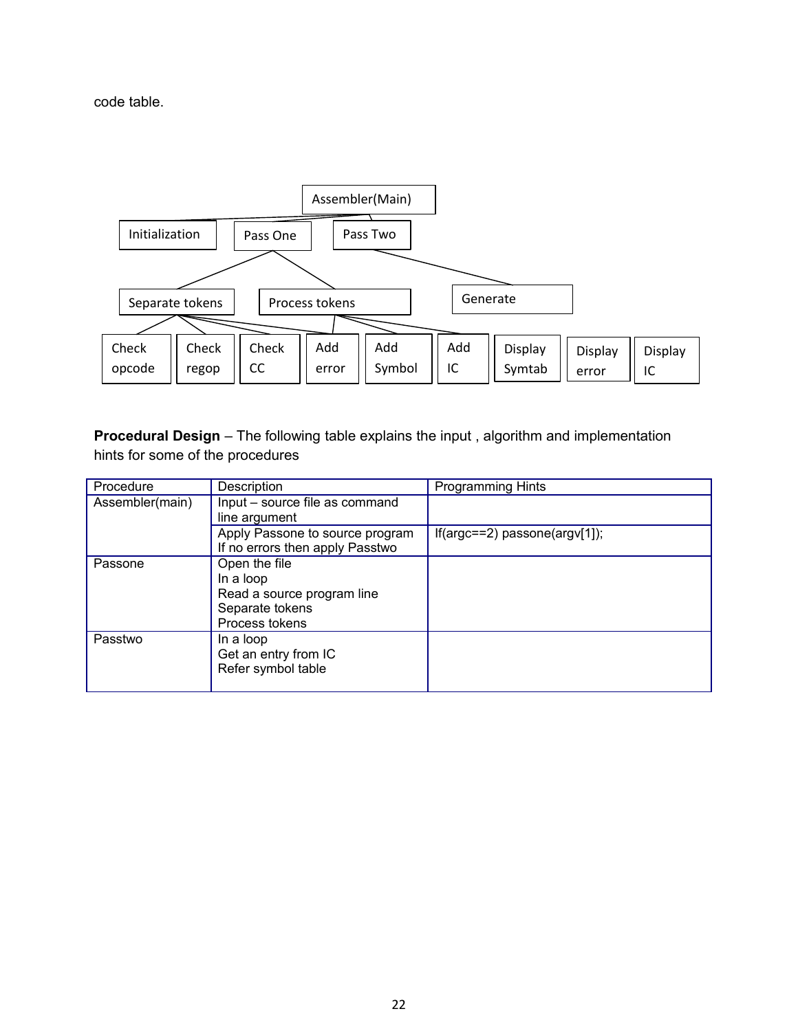code table.

- Assembler(Main)
  - Initialization
  - Pass One
    - Separate tokens
      - Check opcode
      - Check regop
      - Check CC
      - Add error
    - Process tokens
      - Add error
      - Add Symbol
      - Add IC
  - Pass Two
    - Generate
- Display Symtab
- Display error
- Display IC

**Procedural Design** – The following table explains the input , algorithm and implementation hints for some of the procedures

| Procedure | Description | Programming Hints |
| --- | --- | --- |
| Assembler(main) | Input – source file as command line argument | |
| | Apply Passone to source program<br>If no errors then apply Passtwo | If(argc==2) passone(argv[1]); |
| Passone | Open the file<br>In a loop<br>Read a source program line<br>Separate tokens<br>Process tokens | |
| Passtwo | In a loop<br>Get an entry from IC<br>Refer symbol table | |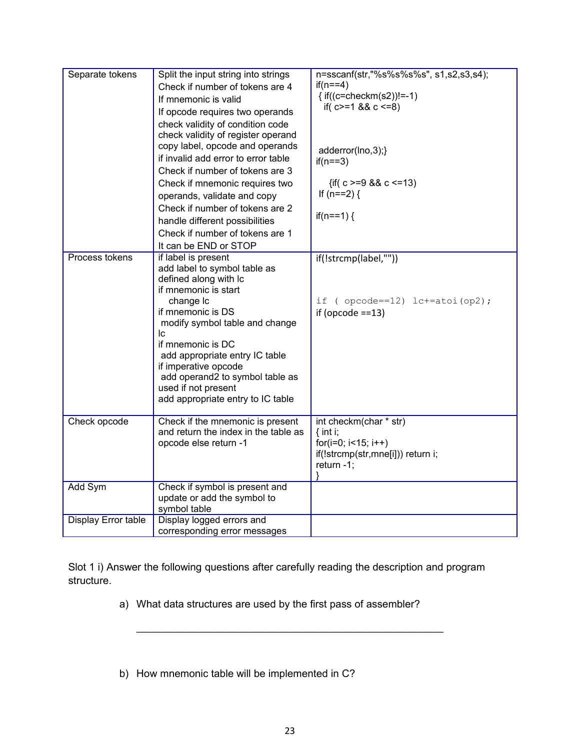| Separate tokens | Split the input string into strings<br>Check if number of tokens are 4<br>If mnemonic is valid<br>If opcode requires two operands<br>check validity of condition code<br>check validity of register operand<br>copy label, opcode and operands<br>if invalid add error to error table<br>Check if number of tokens are 3<br>Check if mnemonic requires two operands, validate and copy<br>Check if number of tokens are 2<br>handle different possibilities<br>Check if number of tokens are 1<br>It can be END or STOP | n=sscanf(str,"%s%s%s%s", s1,s2,s3,s4);<br>if(n==4)<br>{ if((c=checkm(s2))!=-1)<br>if( c>=1 && c <=8)<br><br><br><br>adderror(lno,3);}<br>if(n==3)<br><br>{if( c >=9 && c <=13)<br>If (n==2) {<br><br>if(n==1) { |
|---|---|---|
| Process tokens | if label is present<br>add label to symbol table as defined along with lc<br>if mnemonic is start<br>change lc<br>if mnemonic is DS<br>modify symbol table and change lc<br>if mnemonic is DC<br>add appropriate entry IC table<br>if imperative opcode<br>add operand2 to symbol table as used if not present<br>add appropriate entry to IC table | if(!strcmp(label,""))<br><br><br><br>if ( opcode==12) lc+=atoi(op2);<br>if (opcode ==13) |
| Check opcode | Check if the mnemonic is present and return the index in the table as opcode else return -1 | int checkm(char * str)<br>{ int i;<br>for(i=0; i<15; i++)<br>if(!strcmp(str,mne[i])) return i;<br>return -1;<br>} |
| Add Sym | Check if symbol is present and update or add the symbol to symbol table | |
| Display Error table | Display logged errors and corresponding error messages | |

Slot 1 i) Answer the following questions after carefully reading the description and program structure.

a) What data structures are used by the first pass of assembler?

_______________________________________________________

b) How mnemonic table will be implemented in C?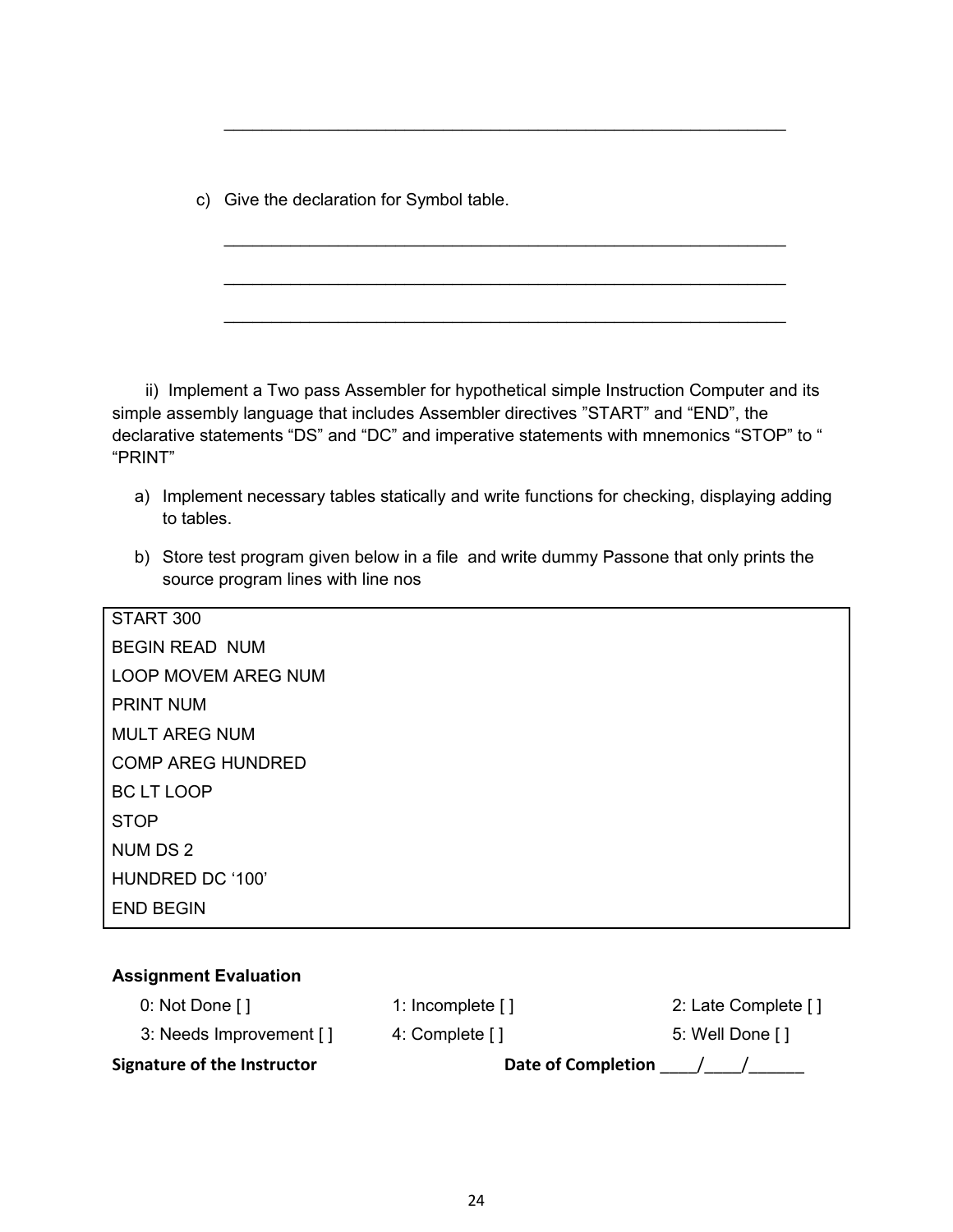______________________________________________________________

c) Give the declaration for Symbol table.

______________________________________________________________

______________________________________________________________

______________________________________________________________

ii) Implement a Two pass Assembler for hypothetical simple Instruction Computer and its simple assembly language that includes Assembler directives "START" and "END", the declarative statements "DS" and "DC" and imperative statements with mnemonics "STOP" to " "PRINT"

a) Implement necessary tables statically and write functions for checking, displaying adding to tables.

b) Store test program given below in a file and write dummy Passone that only prints the source program lines with line nos

```
START 300
BEGIN READ  NUM
LOOP MOVEM AREG NUM
PRINT NUM
MULT AREG NUM
COMP AREG HUNDRED
BC LT LOOP
STOP
NUM DS 2
HUNDRED DC '100'
END BEGIN
```

**Assignment Evaluation**

| 0: Not Done [ ] | 1: Incomplete [ ] | 2: Late Complete [ ] |
|---|---|---|
| 3: Needs Improvement [ ] | 4: Complete [ ] | 5: Well Done [ ] |

**Signature of the Instructor** **Date of Completion** ____/____/______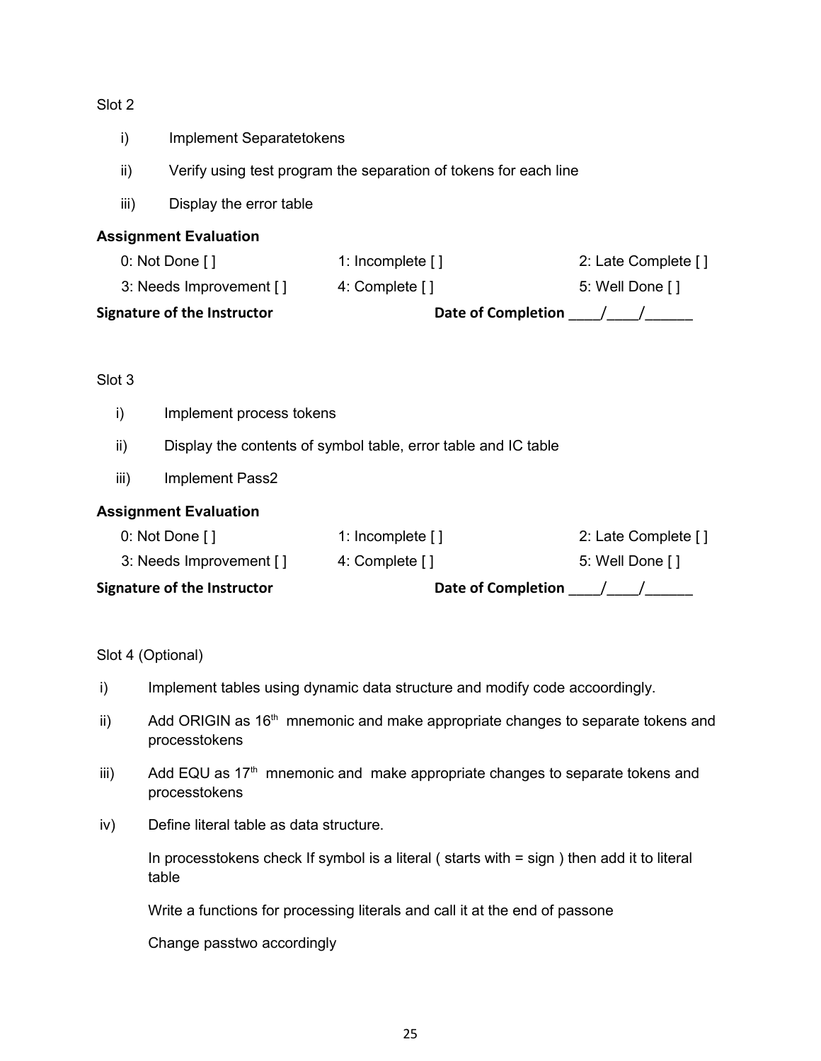Slot 2

i) Implement Separatetokens

ii) Verify using test program the separation of tokens for each line

iii) Display the error table

**Assignment Evaluation**

| | | |
|---|---|---|
| 0: Not Done [ ] | 1: Incomplete [ ] | 2: Late Complete [ ] |
| 3: Needs Improvement [ ] | 4: Complete [ ] | 5: Well Done [ ] |

**Signature of the Instructor** **Date of Completion** ____/____/______

Slot 3

i) Implement process tokens

ii) Display the contents of symbol table, error table and IC table

iii) Implement Pass2

**Assignment Evaluation**

| | | |
|---|---|---|
| 0: Not Done [ ] | 1: Incomplete [ ] | 2: Late Complete [ ] |
| 3: Needs Improvement [ ] | 4: Complete [ ] | 5: Well Done [ ] |

**Signature of the Instructor** **Date of Completion** ____/____/______

Slot 4 (Optional)

i) Implement tables using dynamic data structure and modify code accoordingly.

ii) Add ORIGIN as 16th mnemonic and make appropriate changes to separate tokens and processtokens

iii) Add EQU as 17th mnemonic and make appropriate changes to separate tokens and processtokens

iv) Define literal table as data structure.

In processtokens check If symbol is a literal ( starts with = sign ) then add it to literal table

Write a functions for processing literals and call it at the end of passone

Change passtwo accordingly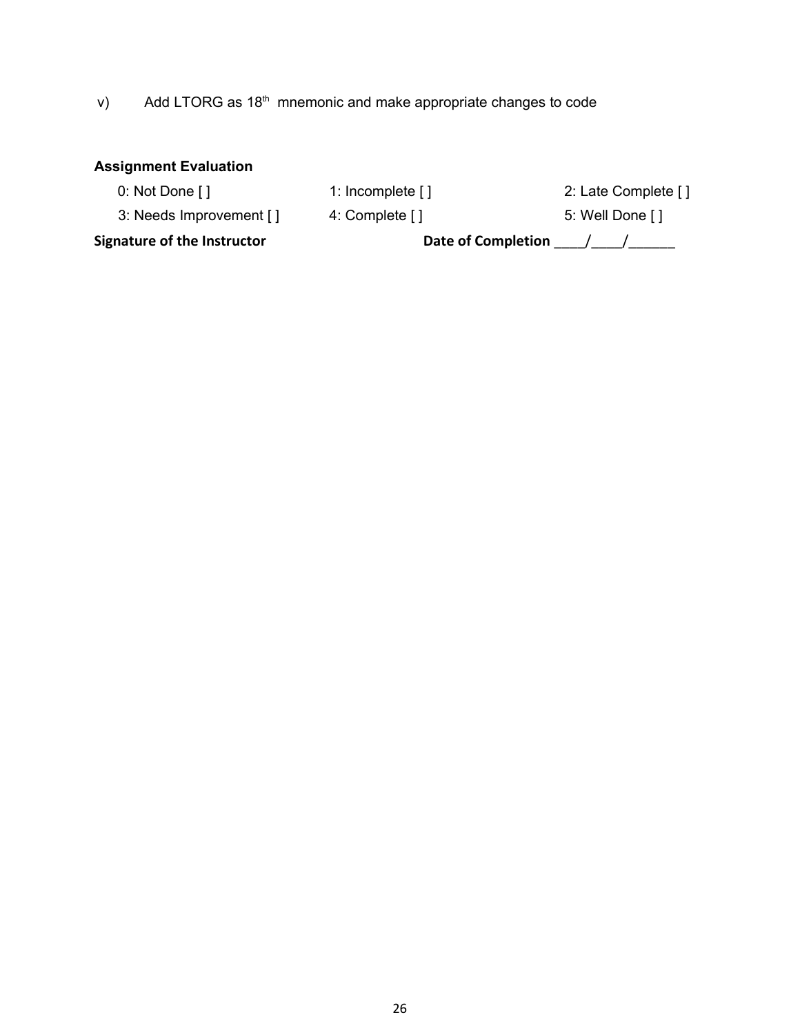v) Add LTORG as 18th mnemonic and make appropriate changes to code

**Assignment Evaluation**

| 0: Not Done [ ] | 1: Incomplete [ ] | 2: Late Complete [ ] |
|---|---|---|
| 3: Needs Improvement [ ] | 4: Complete [ ] | 5: Well Done [ ] |

**Signature of the Instructor** **Date of Completion** ____/____/______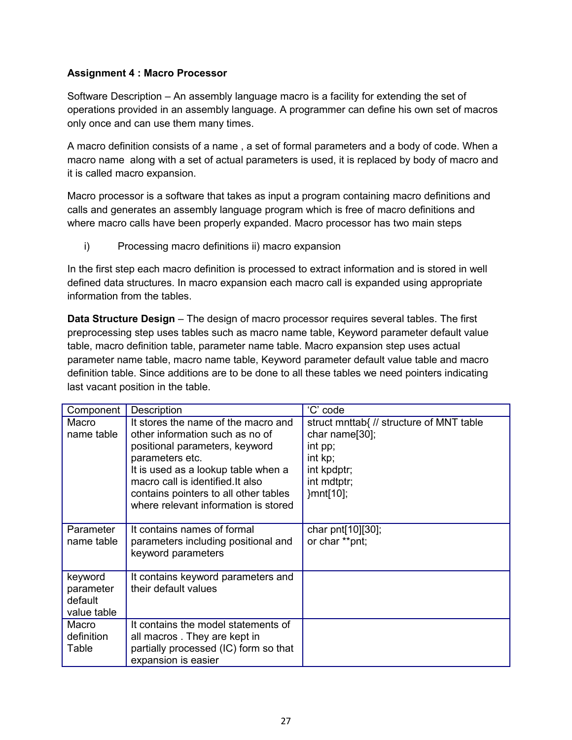**Assignment 4 : Macro Processor**

Software Description – An assembly language macro is a facility for extending the set of operations provided in an assembly language. A programmer can define his own set of macros only once and can use them many times.

A macro definition consists of a name , a set of formal parameters and a body of code. When a macro name along with a set of actual parameters is used, it is replaced by body of macro and it is called macro expansion.

Macro processor is a software that takes as input a program containing macro definitions and calls and generates an assembly language program which is free of macro definitions and where macro calls have been properly expanded. Macro processor has two main steps

i) Processing macro definitions ii) macro expansion

In the first step each macro definition is processed to extract information and is stored in well defined data structures. In macro expansion each macro call is expanded using appropriate information from the tables.

**Data Structure Design** – The design of macro processor requires several tables. The first preprocessing step uses tables such as macro name table, Keyword parameter default value table, macro definition table, parameter name table. Macro expansion step uses actual parameter name table, macro name table, Keyword parameter default value table and macro definition table. Since additions are to be done to all these tables we need pointers indicating last vacant position in the table.

| Component | Description | 'C' code |
|---|---|---|
| Macro name table | It stores the name of the macro and other information such as no of positional parameters, keyword parameters etc.<br>It is used as a lookup table when a macro call is identified.It also contains pointers to all other tables where relevant information is stored | struct mnttab{ // structure of MNT table<br>char name[30];<br>int pp;<br>int kp;<br>int kpdptr;<br>int mdtptr;<br>}mnt[10]; |
| Parameter name table | It contains names of formal parameters including positional and keyword parameters | char pnt[10][30];<br>or char **pnt; |
| keyword parameter default value table | It contains keyword parameters and their default values | |
| Macro definition Table | It contains the model statements of all macros . They are kept in partially processed (IC) form so that expansion is easier | |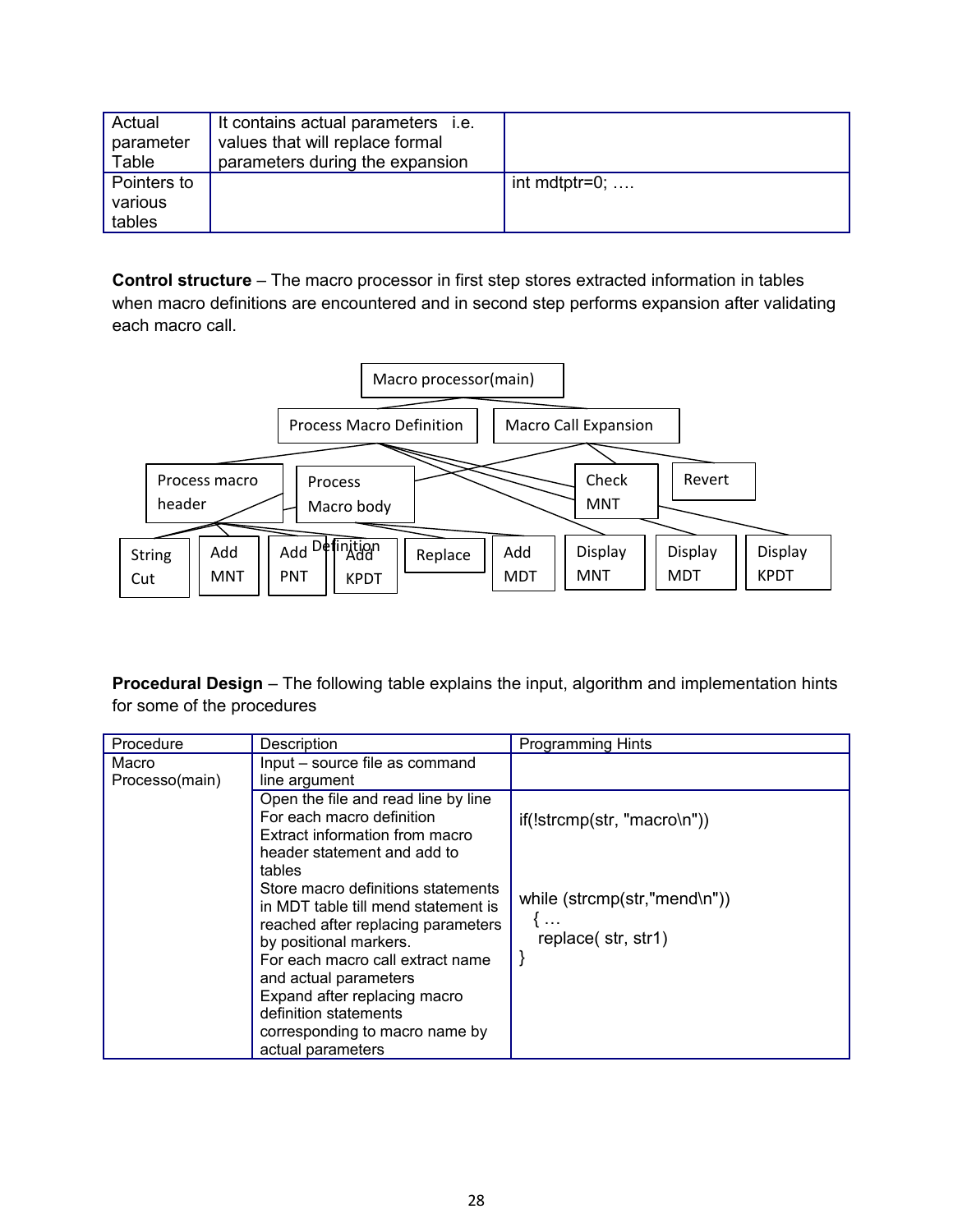| Actual parameter Table | It contains actual parameters i.e. values that will replace formal parameters during the expansion | |
|---|---|---|
| Pointers to various tables | | int mdtptr=0; …. |

**Control structure** – The macro processor in first step stores extracted information in tables when macro definitions are encountered and in second step performs expansion after validating each macro call.

Macro processor(main)

Process Macro Definition | Macro Call Expansion

Process macro header | Process Macro body | Check MNT | Revert

String Cut | Add MNT | Add PNT | Add KPDT | Replace | Add MDT | Display MNT | Display MDT | Display KPDT

Definition

**Procedural Design** – The following table explains the input, algorithm and implementation hints for some of the procedures

| Procedure | Description | Programming Hints |
|---|---|---|
| Macro Processo(main) | Input – source file as command line argument | |
| | Open the file and read line by line<br>For each macro definition<br>Extract information from macro header statement and add to tables<br>Store macro definitions statements in MDT table till mend statement is reached after replacing parameters by positional markers.<br>For each macro call extract name and actual parameters<br>Expand after replacing macro definition statements corresponding to macro name by actual parameters | if(!strcmp(str, "macro\n"))<br><br>while (strcmp(str,"mend\n"))<br>{ …<br>replace( str, str1)<br>} |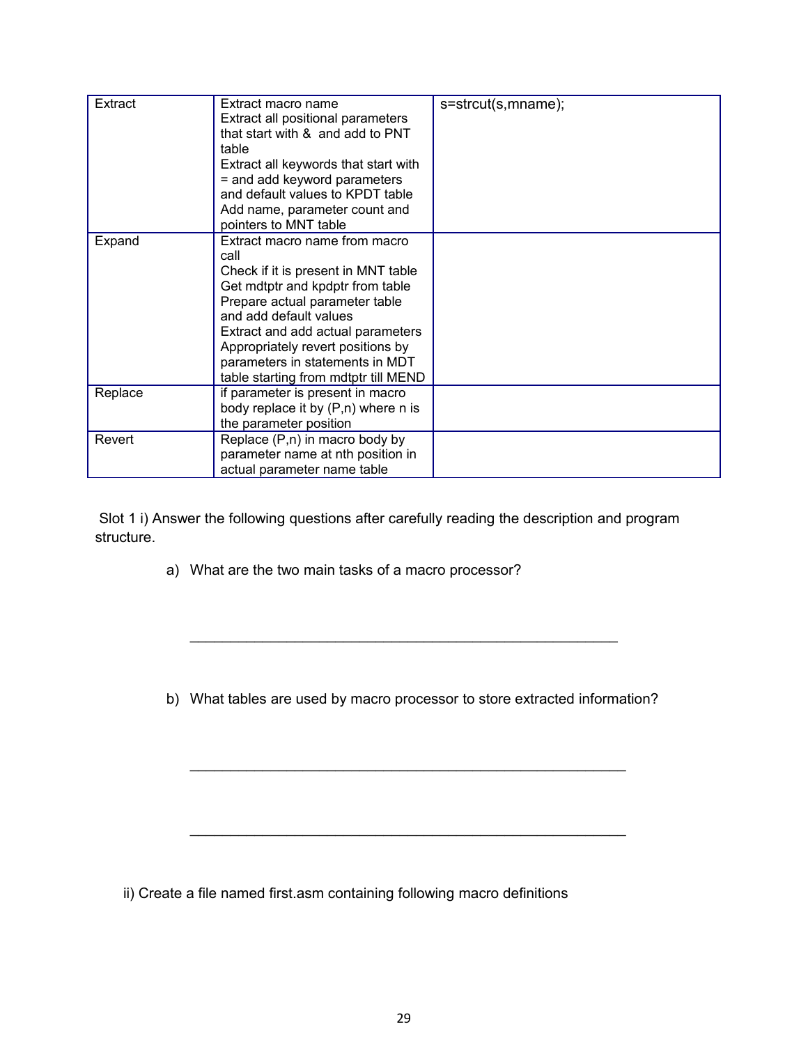| Extract | Extract macro name<br>Extract all positional parameters that start with & and add to PNT table<br>Extract all keywords that start with = and add keyword parameters and default values to KPDT table<br>Add name, parameter count and pointers to MNT table | s=strcut(s,mname); |
|---|---|---|
| Expand | Extract macro name from macro call<br>Check if it is present in MNT table<br>Get mdtptr and kpdptr from table<br>Prepare actual parameter table and add default values<br>Extract and add actual parameters<br>Appropriately revert positions by parameters in statements in MDT table starting from mdtptr till MEND | |
| Replace | if parameter is present in macro body replace it by (P,n) where n is the parameter position | |
| Revert | Replace (P,n) in macro body by parameter name at nth position in actual parameter name table | |

Slot 1 i) Answer the following questions after carefully reading the description and program structure.

a) What are the two main tasks of a macro processor?

_______________________________________________________

b) What tables are used by macro processor to store extracted information?

_______________________________________________________

_______________________________________________________

ii) Create a file named first.asm containing following macro definitions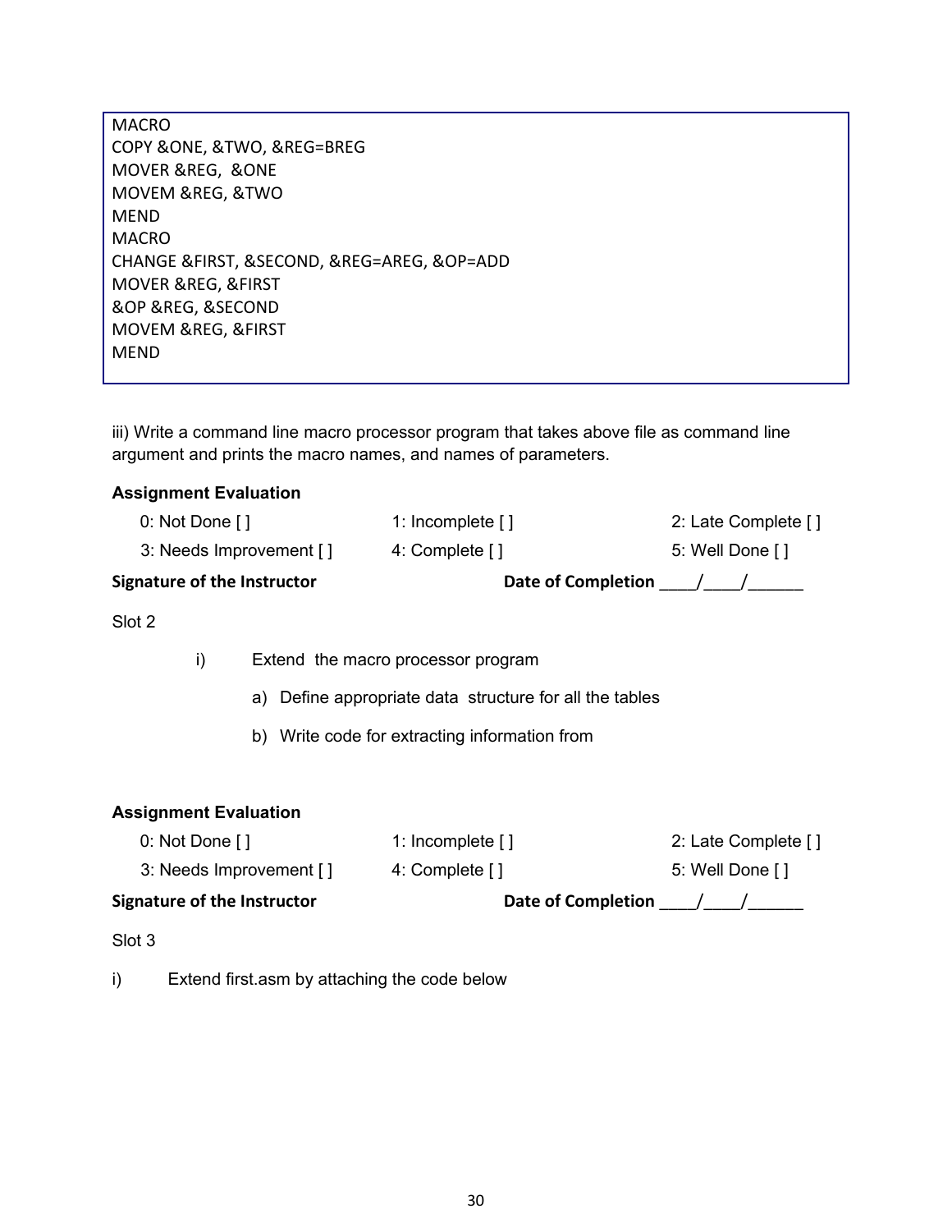```
MACRO
COPY &ONE, &TWO, &REG=BREG
MOVER &REG,  &ONE
MOVEM &REG, &TWO
MEND
MACRO
CHANGE &FIRST, &SECOND, &REG=AREG, &OP=ADD
MOVER &REG, &FIRST
&OP &REG, &SECOND
MOVEM &REG, &FIRST
MEND
```

iii) Write a command line macro processor program that takes above file as command line argument and prints the macro names, and names of parameters.

**Assignment Evaluation**

| | | |
|---|---|---|
| 0: Not Done [ ] | 1: Incomplete [ ] | 2: Late Complete [ ] |
| 3: Needs Improvement [ ] | 4: Complete [ ] | 5: Well Done [ ] |

**Signature of the Instructor** **Date of Completion** ____/____/______

Slot 2

i) Extend the macro processor program

a) Define appropriate data structure for all the tables

b) Write code for extracting information from

**Assignment Evaluation**

| | | |
|---|---|---|
| 0: Not Done [ ] | 1: Incomplete [ ] | 2: Late Complete [ ] |
| 3: Needs Improvement [ ] | 4: Complete [ ] | 5: Well Done [ ] |

**Signature of the Instructor** **Date of Completion** ____/____/______

Slot 3

i) Extend first.asm by attaching the code below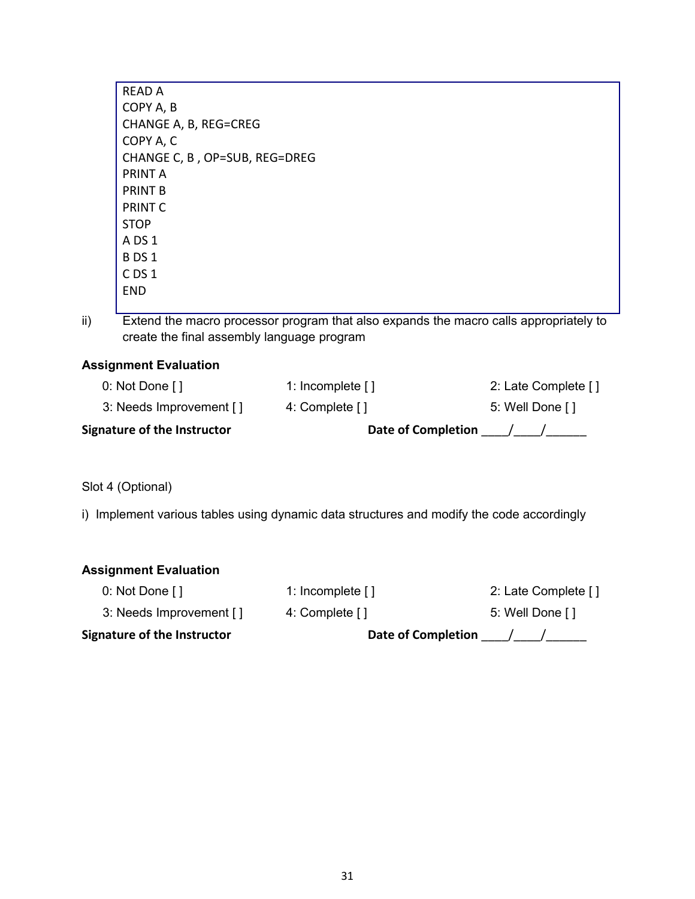```
READ A
COPY A, B
CHANGE A, B, REG=CREG
COPY A, C
CHANGE C, B , OP=SUB, REG=DREG
PRINT A
PRINT B
PRINT C
STOP
A DS 1
B DS 1
C DS 1
END
```

ii) Extend the macro processor program that also expands the macro calls appropriately to create the final assembly language program

**Assignment Evaluation**

| | | |
|---|---|---|
| 0: Not Done [ ] | 1: Incomplete [ ] | 2: Late Complete [ ] |
| 3: Needs Improvement [ ] | 4: Complete [ ] | 5: Well Done [ ] |

**Signature of the Instructor** **Date of Completion** ____/____/______

Slot 4 (Optional)

i) Implement various tables using dynamic data structures and modify the code accordingly

**Assignment Evaluation**

| | | |
|---|---|---|
| 0: Not Done [ ] | 1: Incomplete [ ] | 2: Late Complete [ ] |
| 3: Needs Improvement [ ] | 4: Complete [ ] | 5: Well Done [ ] |

**Signature of the Instructor** **Date of Completion** ____/____/______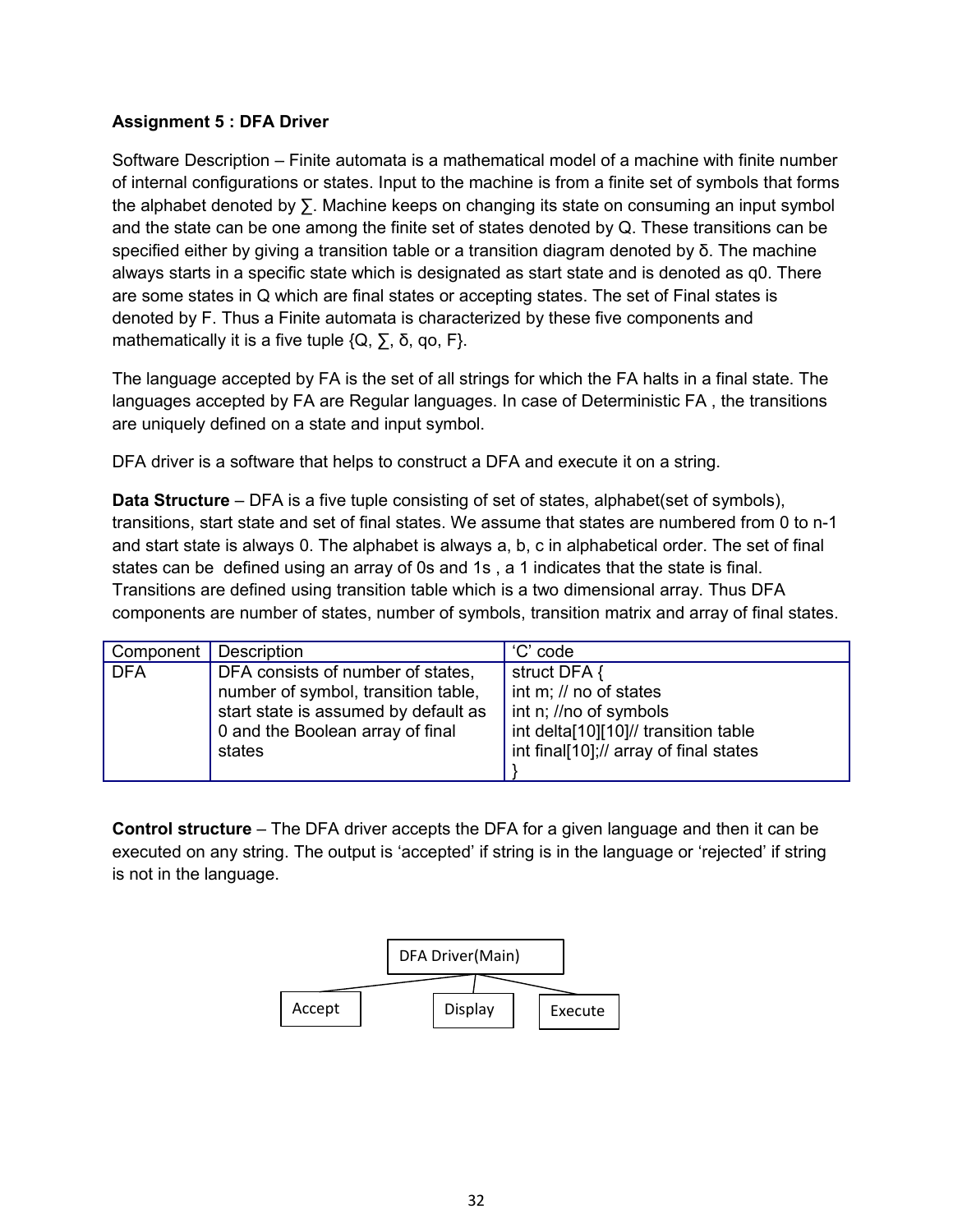**Assignment 5 : DFA Driver**

Software Description – Finite automata is a mathematical model of a machine with finite number of internal configurations or states. Input to the machine is from a finite set of symbols that forms the alphabet denoted by ∑. Machine keeps on changing its state on consuming an input symbol and the state can be one among the finite set of states denoted by Q. These transitions can be specified either by giving a transition table or a transition diagram denoted by δ. The machine always starts in a specific state which is designated as start state and is denoted as q0. There are some states in Q which are final states or accepting states. The set of Final states is denoted by F. Thus a Finite automata is characterized by these five components and mathematically it is a five tuple {Q, ∑, δ, qo, F}.

The language accepted by FA is the set of all strings for which the FA halts in a final state. The languages accepted by FA are Regular languages. In case of Deterministic FA , the transitions are uniquely defined on a state and input symbol.

DFA driver is a software that helps to construct a DFA and execute it on a string.

**Data Structure** – DFA is a five tuple consisting of set of states, alphabet(set of symbols), transitions, start state and set of final states. We assume that states are numbered from 0 to n-1 and start state is always 0. The alphabet is always a, b, c in alphabetical order. The set of final states can be defined using an array of 0s and 1s , a 1 indicates that the state is final. Transitions are defined using transition table which is a two dimensional array. Thus DFA components are number of states, number of symbols, transition matrix and array of final states.

| Component | Description | 'C' code |
|---|---|---|
| DFA | DFA consists of number of states, number of symbol, transition table, start state is assumed by default as 0 and the Boolean array of final states | struct DFA {<br>int m; // no of states<br>int n; //no of symbols<br>int delta[10][10]// transition table<br>int final[10];// array of final states<br>} |

**Control structure** – The DFA driver accepts the DFA for a given language and then it can be executed on any string. The output is 'accepted' if string is in the language or 'rejected' if string is not in the language.

DFA Driver(Main)

Accept | Display | Execute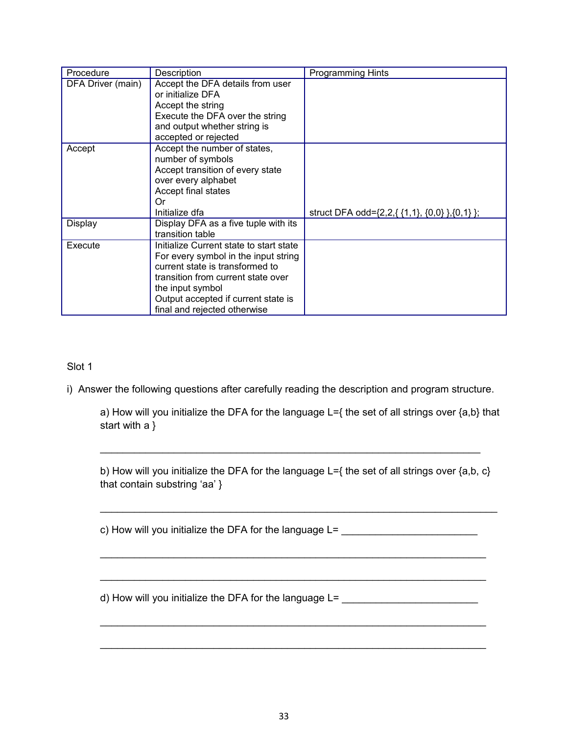| Procedure | Description | Programming Hints |
|---|---|---|
| DFA Driver (main) | Accept the DFA details from user or initialize DFA<br>Accept the string<br>Execute the DFA over the string and output whether string is accepted or rejected | |
| Accept | Accept the number of states, number of symbols<br>Accept transition of every state over every alphabet<br>Accept final states<br>Or<br>Initialize dfa | struct DFA odd={2,2,{ {1,1}, {0,0} },{0,1} }; |
| Display | Display DFA as a five tuple with its transition table | |
| Execute | Initialize Current state to start state<br>For every symbol in the input string current state is transformed to transition from current state over the input symbol<br>Output accepted if current state is final and rejected otherwise | |

Slot 1

i) Answer the following questions after carefully reading the description and program structure.

a) How will you initialize the DFA for the language L={ the set of all strings over {a,b} that start with a }

_______________________________________________________________

b) How will you initialize the DFA for the language L={ the set of all strings over {a,b, c} that contain substring 'aa' }

_______________________________________________________________

c) How will you initialize the DFA for the language L= ________________________

_______________________________________________________________

_______________________________________________________________

d) How will you initialize the DFA for the language L= ________________________

_______________________________________________________________

_______________________________________________________________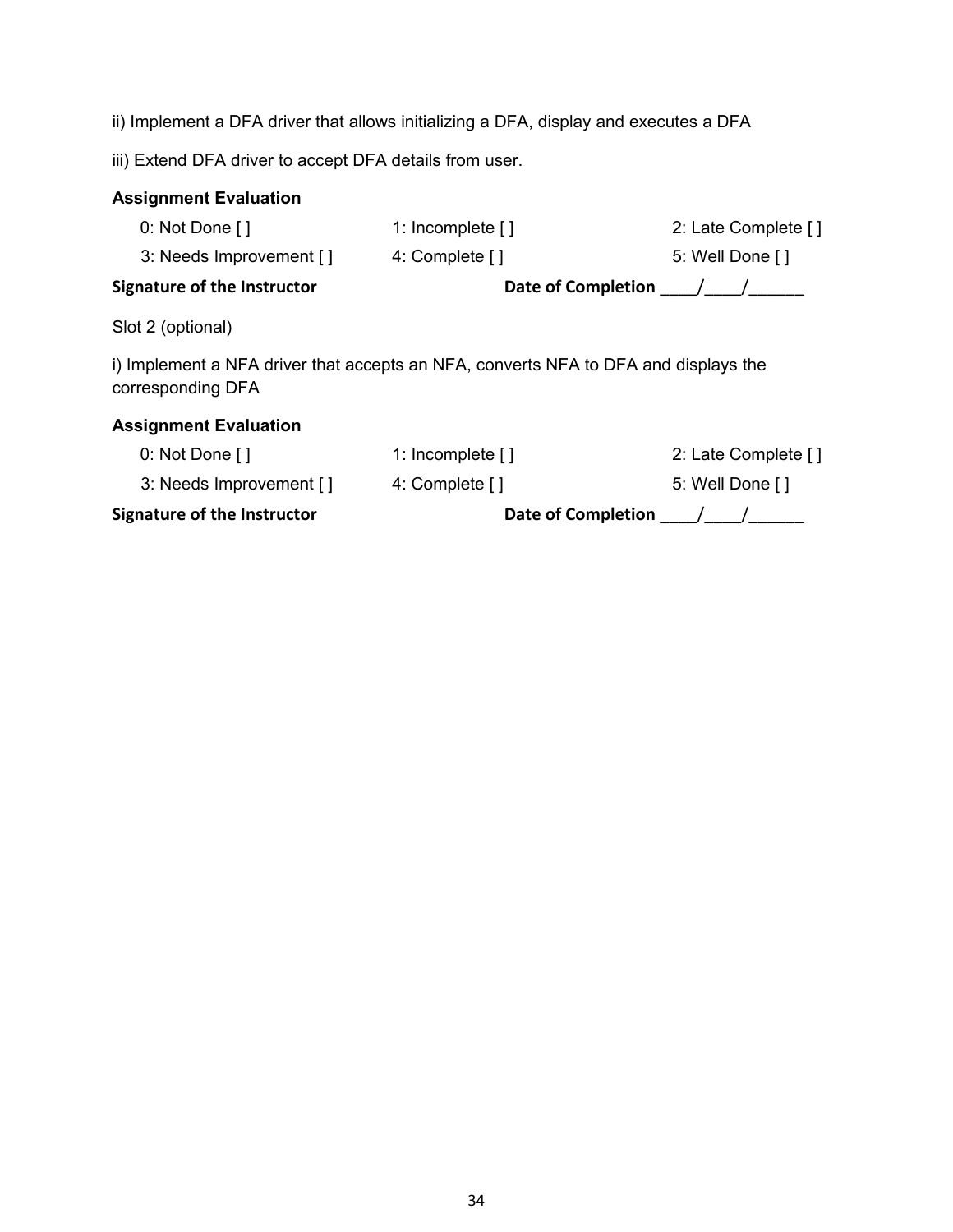ii) Implement a DFA driver that allows initializing a DFA, display and executes a DFA

iii) Extend DFA driver to accept DFA details from user.

**Assignment Evaluation**

| | | |
|---|---|---|
| 0: Not Done [ ] | 1: Incomplete [ ] | 2: Late Complete [ ] |
| 3: Needs Improvement [ ] | 4: Complete [ ] | 5: Well Done [ ] |

**Signature of the Instructor** **Date of Completion** ____/____/______

Slot 2 (optional)

i) Implement a NFA driver that accepts an NFA, converts NFA to DFA and displays the corresponding DFA

**Assignment Evaluation**

| | | |
|---|---|---|
| 0: Not Done [ ] | 1: Incomplete [ ] | 2: Late Complete [ ] |
| 3: Needs Improvement [ ] | 4: Complete [ ] | 5: Well Done [ ] |

**Signature of the Instructor** **Date of Completion** ____/____/______